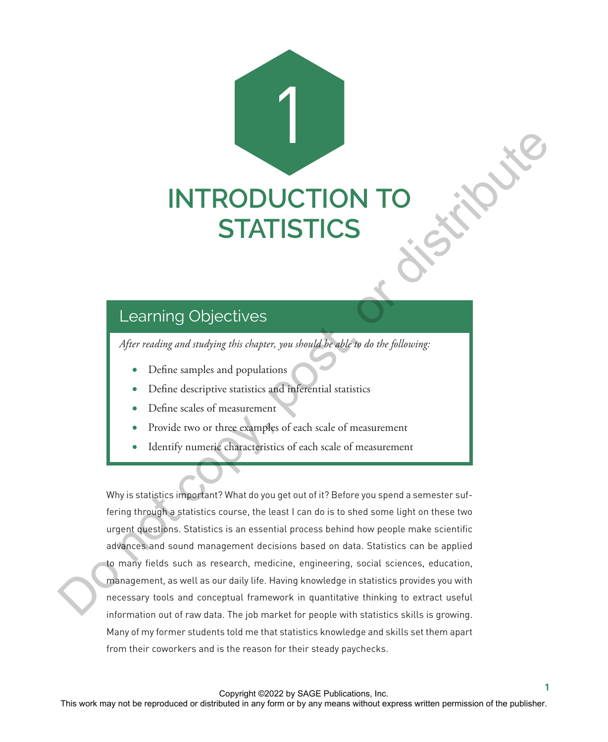# 1

# INTRODUCTION TO STATISTICS

## Learning Objectives

*After reading and studying this chapter, you should be able to do the following:*

- Define samples and populations
- Define descriptive statistics and inferential statistics
- Define scales of measurement
- Provide two or three examples of each scale of measurement
- Identify numeric characteristics of each scale of measurement

Why is statistics important? What do you get out of it? Before you spend a semester suffering through a statistics course, the least I can do is to shed some light on these two urgent questions. Statistics is an essential process behind how people make scientific advances and sound management decisions based on data. Statistics can be applied to many fields such as research, medicine, engineering, social sciences, education, management, as well as our daily life. Having knowledge in statistics provides you with necessary tools and conceptual framework in quantitative thinking to extract useful information out of raw data. The job market for people with statistics skills is growing. Many of my former students told me that statistics knowledge and skills set them apart from their coworkers and is the reason for their steady paychecks.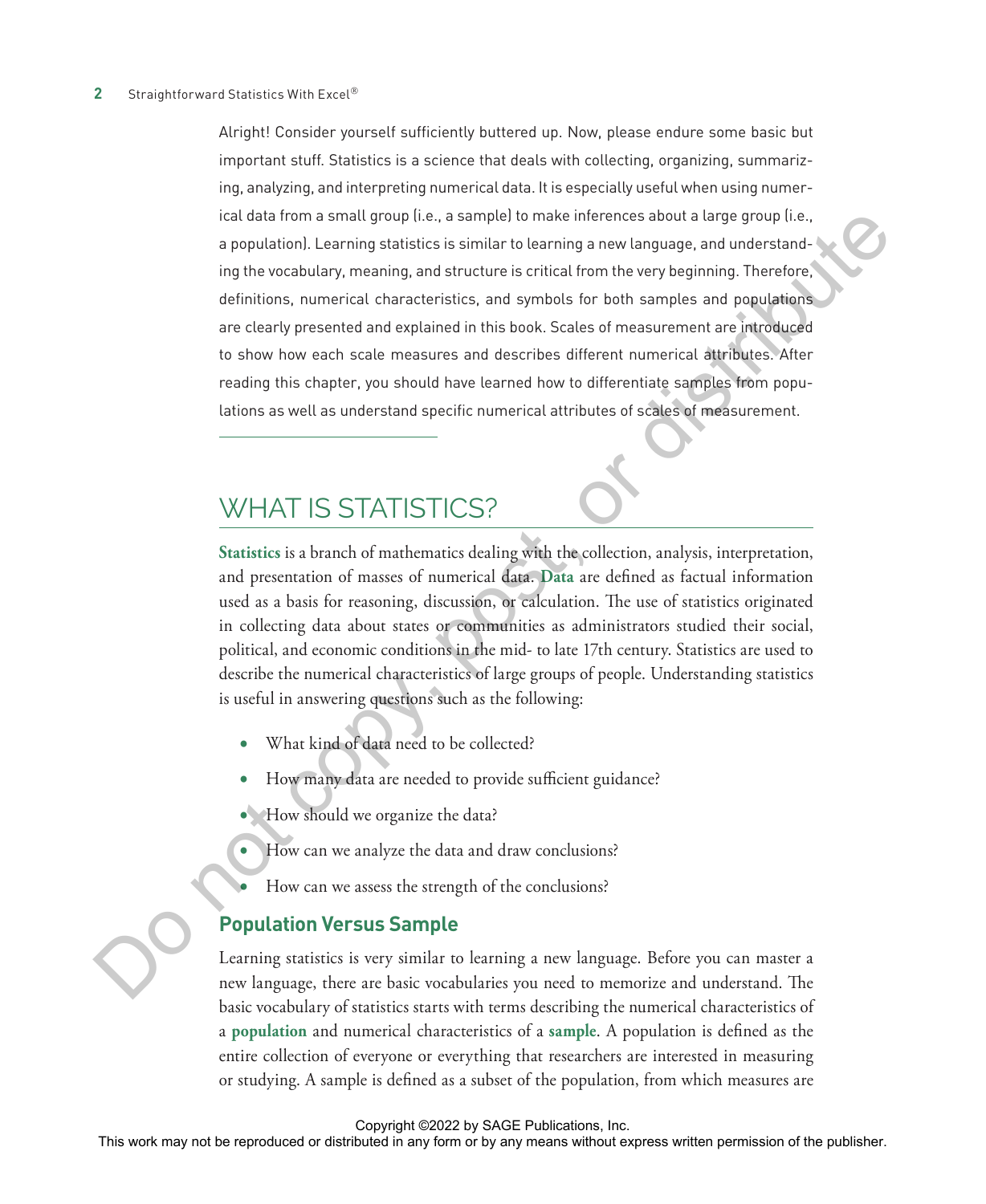Alright! Consider yourself sufficiently buttered up. Now, please endure some basic but important stuff. Statistics is a science that deals with collecting, organizing, summarizing, analyzing, and interpreting numerical data. It is especially useful when using numerical data from a small group (i.e., a sample) to make inferences about a large group (i.e., a population). Learning statistics is similar to learning a new language, and understanding the vocabulary, meaning, and structure is critical from the very beginning. Therefore, definitions, numerical characteristics, and symbols for both samples and populations are clearly presented and explained in this book. Scales of measurement are introduced to show how each scale measures and describes different numerical attributes. After reading this chapter, you should have learned how to differentiate samples from populations as well as understand specific numerical attributes of scales of measurement.

## WHAT IS STATISTICS?

**Statistics** is a branch of mathematics dealing with the collection, analysis, interpretation, and presentation of masses of numerical data. **Data** are defined as factual information used as a basis for reasoning, discussion, or calculation. The use of statistics originated in collecting data about states or communities as administrators studied their social, political, and economic conditions in the mid- to late 17th century. Statistics are used to describe the numerical characteristics of large groups of people. Understanding statistics is useful in answering questions such as the following:

- What kind of data need to be collected?
- How many data are needed to provide sufficient guidance?
- How should we organize the data?
- How can we analyze the data and draw conclusions?
- How can we assess the strength of the conclusions?

### Population Versus Sample

Learning statistics is very similar to learning a new language. Before you can master a new language, there are basic vocabularies you need to memorize and understand. The basic vocabulary of statistics starts with terms describing the numerical characteristics of a **population** and numerical characteristics of a **sample**. A population is defined as the entire collection of everyone or everything that researchers are interested in measuring or studying. A sample is defined as a subset of the population, from which measures are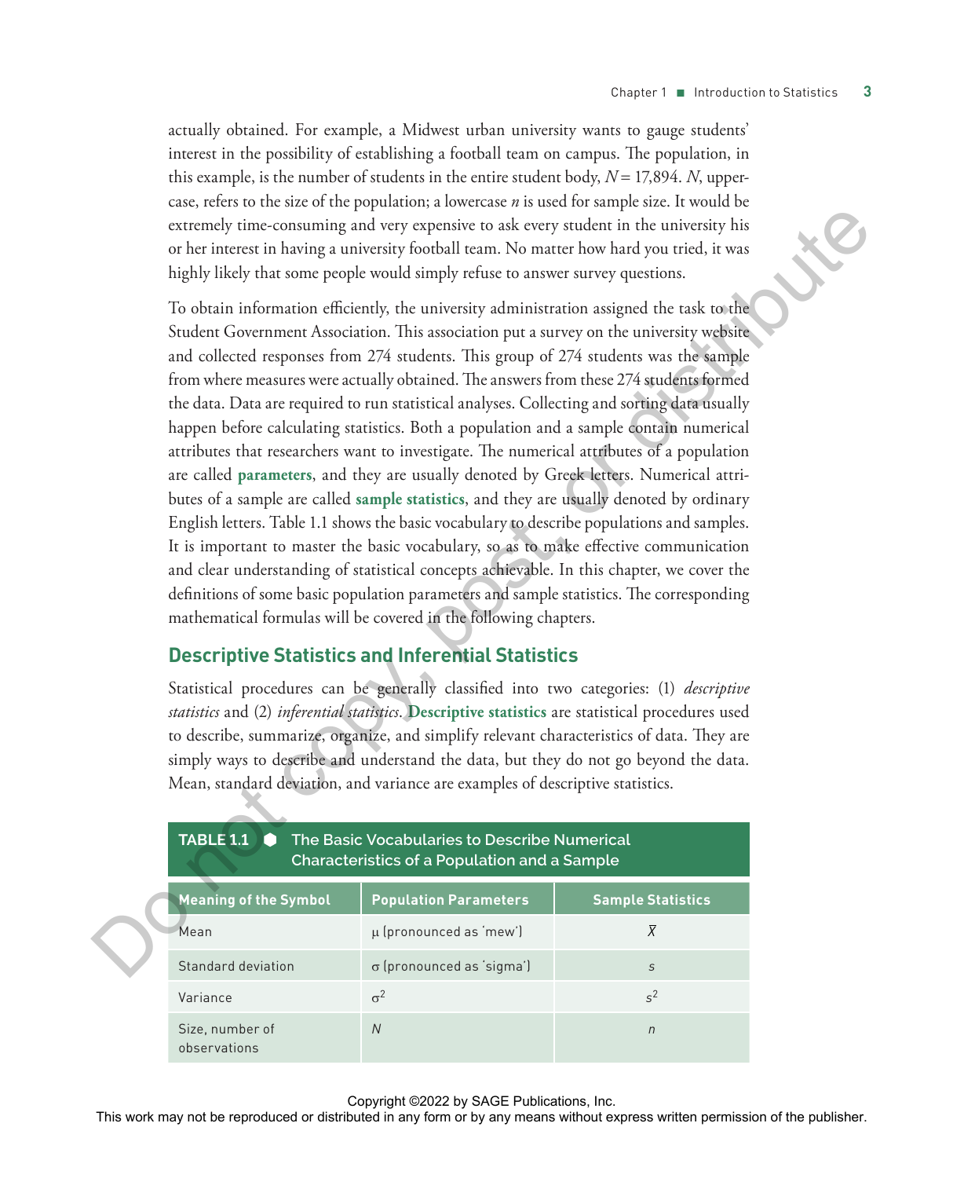actually obtained. For example, a Midwest urban university wants to gauge students' interest in the possibility of establishing a football team on campus. The population, in this example, is the number of students in the entire student body, $N = 17{,}894$. $N$, uppercase, refers to the size of the population; a lowercase $n$ is used for sample size. It would be extremely time-consuming and very expensive to ask every student in the university his or her interest in having a university football team. No matter how hard you tried, it was highly likely that some people would simply refuse to answer survey questions.

To obtain information efficiently, the university administration assigned the task to the Student Government Association. This association put a survey on the university website and collected responses from 274 students. This group of 274 students was the sample from where measures were actually obtained. The answers from these 274 students formed the data. Data are required to run statistical analyses. Collecting and sorting data usually happen before calculating statistics. Both a population and a sample contain numerical attributes that researchers want to investigate. The numerical attributes of a population are called **parameters**, and they are usually denoted by Greek letters. Numerical attributes of a sample are called **sample statistics**, and they are usually denoted by ordinary English letters. Table 1.1 shows the basic vocabulary to describe populations and samples. It is important to master the basic vocabulary, so as to make effective communication and clear understanding of statistical concepts achievable. In this chapter, we cover the definitions of some basic population parameters and sample statistics. The corresponding mathematical formulas will be covered in the following chapters.

## Descriptive Statistics and Inferential Statistics

Statistical procedures can be generally classified into two categories: (1) *descriptive statistics* and (2) *inferential statistics*. **Descriptive statistics** are statistical procedures used to describe, summarize, organize, and simplify relevant characteristics of data. They are simply ways to describe and understand the data, but they do not go beyond the data. Mean, standard deviation, and variance are examples of descriptive statistics.

**TABLE 1.1 ● The Basic Vocabularies to Describe Numerical Characteristics of a Population and a Sample**

| Meaning of the Symbol | Population Parameters | Sample Statistics |
|---|---|---|
| Mean | $\mu$ (pronounced as 'mew') | $\bar{X}$ |
| Standard deviation | $\sigma$ (pronounced as 'sigma') | $s$ |
| Variance | $\sigma^2$ | $s^2$ |
| Size, number of observations | $N$ | $n$ |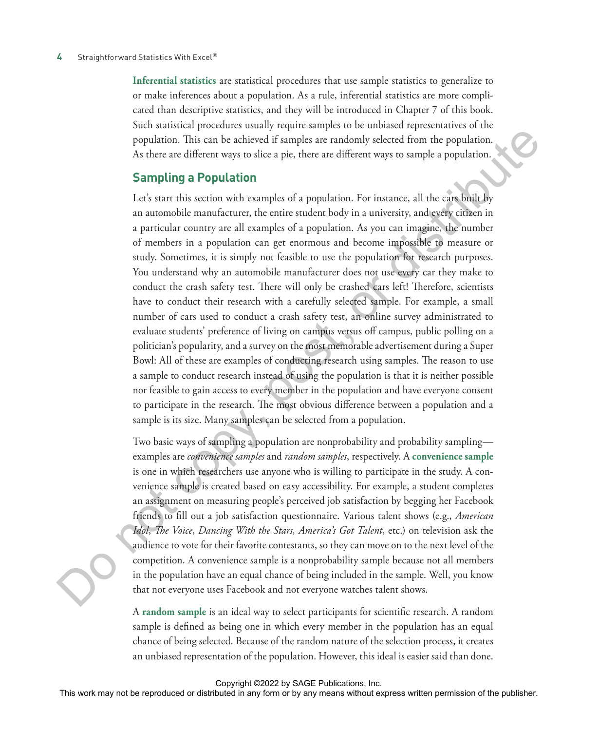**Inferential statistics** are statistical procedures that use sample statistics to generalize to or make inferences about a population. As a rule, inferential statistics are more complicated than descriptive statistics, and they will be introduced in Chapter 7 of this book. Such statistical procedures usually require samples to be unbiased representatives of the population. This can be achieved if samples are randomly selected from the population. As there are different ways to slice a pie, there are different ways to sample a population.

## Sampling a Population

Let's start this section with examples of a population. For instance, all the cars built by an automobile manufacturer, the entire student body in a university, and every citizen in a particular country are all examples of a population. As you can imagine, the number of members in a population can get enormous and become impossible to measure or study. Sometimes, it is simply not feasible to use the population for research purposes. You understand why an automobile manufacturer does not use every car they make to conduct the crash safety test. There will only be crashed cars left! Therefore, scientists have to conduct their research with a carefully selected sample. For example, a small number of cars used to conduct a crash safety test, an online survey administrated to evaluate students' preference of living on campus versus off campus, public polling on a politician's popularity, and a survey on the most memorable advertisement during a Super Bowl: All of these are examples of conducting research using samples. The reason to use a sample to conduct research instead of using the population is that it is neither possible nor feasible to gain access to every member in the population and have everyone consent to participate in the research. The most obvious difference between a population and a sample is its size. Many samples can be selected from a population.

Two basic ways of sampling a population are nonprobability and probability sampling—examples are *convenience samples* and *random samples*, respectively. A **convenience sample** is one in which researchers use anyone who is willing to participate in the study. A convenience sample is created based on easy accessibility. For example, a student completes an assignment on measuring people's perceived job satisfaction by begging her Facebook friends to fill out a job satisfaction questionnaire. Various talent shows (e.g., *American Idol*, *The Voice*, *Dancing With the Stars, America's Got Talent*, etc.) on television ask the audience to vote for their favorite contestants, so they can move on to the next level of the competition. A convenience sample is a nonprobability sample because not all members in the population have an equal chance of being included in the sample. Well, you know that not everyone uses Facebook and not everyone watches talent shows.

A **random sample** is an ideal way to select participants for scientific research. A random sample is defined as being one in which every member in the population has an equal chance of being selected. Because of the random nature of the selection process, it creates an unbiased representation of the population. However, this ideal is easier said than done.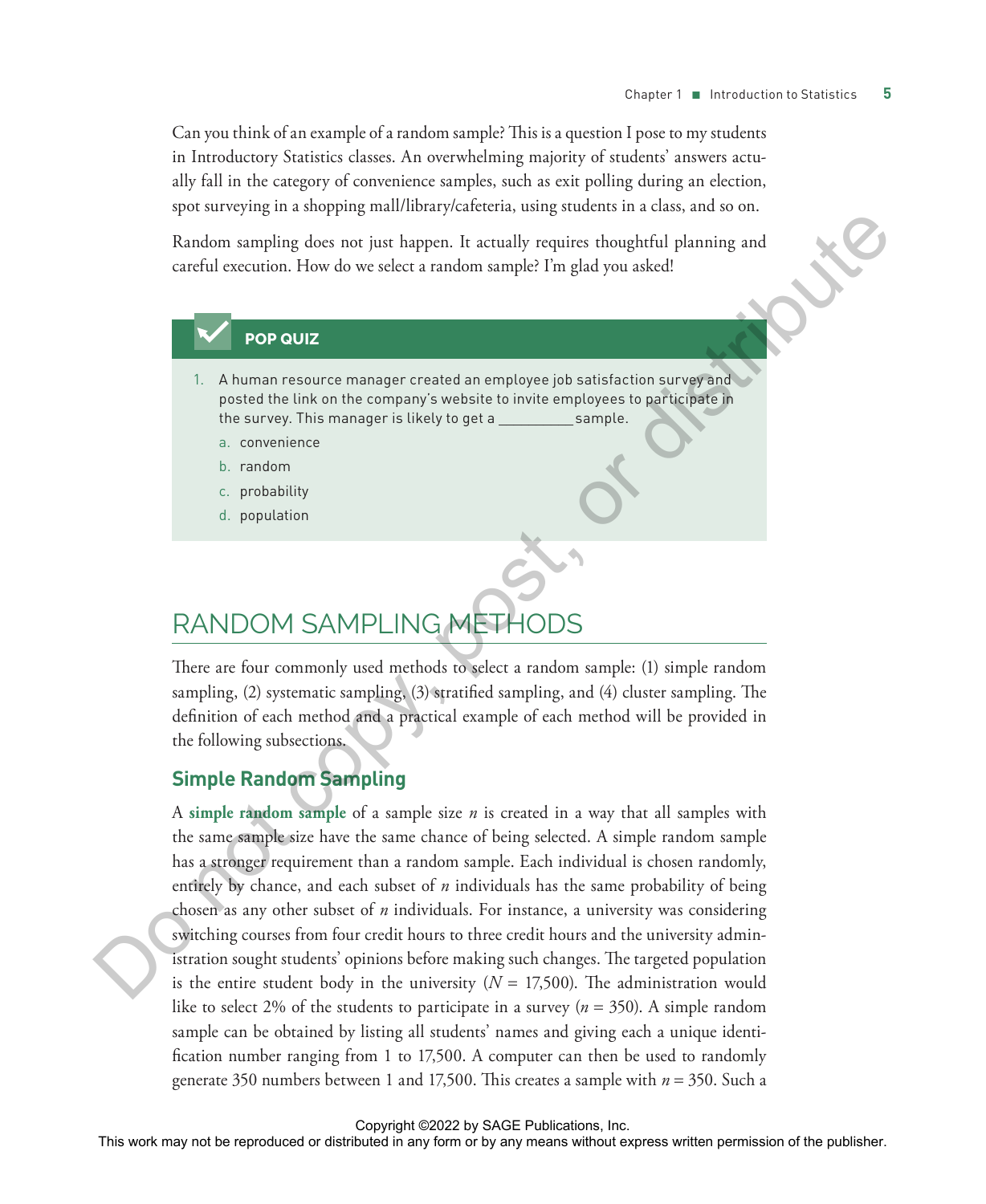Can you think of an example of a random sample? This is a question I pose to my students in Introductory Statistics classes. An overwhelming majority of students' answers actually fall in the category of convenience samples, such as exit polling during an election, spot surveying in a shopping mall/library/cafeteria, using students in a class, and so on.

Random sampling does not just happen. It actually requires thoughtful planning and careful execution. How do we select a random sample? I'm glad you asked!

**POP QUIZ**

1. A human resource manager created an employee job satisfaction survey and posted the link on the company's website to invite employees to participate in the survey. This manager is likely to get a __________ sample.
   a. convenience
   b. random
   c. probability
   d. population

## RANDOM SAMPLING METHODS

There are four commonly used methods to select a random sample: (1) simple random sampling, (2) systematic sampling, (3) stratified sampling, and (4) cluster sampling. The definition of each method and a practical example of each method will be provided in the following subsections.

### Simple Random Sampling

A **simple random sample** of a sample size $n$ is created in a way that all samples with the same sample size have the same chance of being selected. A simple random sample has a stronger requirement than a random sample. Each individual is chosen randomly, entirely by chance, and each subset of $n$ individuals has the same probability of being chosen as any other subset of $n$ individuals. For instance, a university was considering switching courses from four credit hours to three credit hours and the university administration sought students' opinions before making such changes. The targeted population is the entire student body in the university ($N$ = 17,500). The administration would like to select 2% of the students to participate in a survey ($n$ = 350). A simple random sample can be obtained by listing all students' names and giving each a unique identification number ranging from 1 to 17,500. A computer can then be used to randomly generate 350 numbers between 1 and 17,500. This creates a sample with $n$ = 350. Such a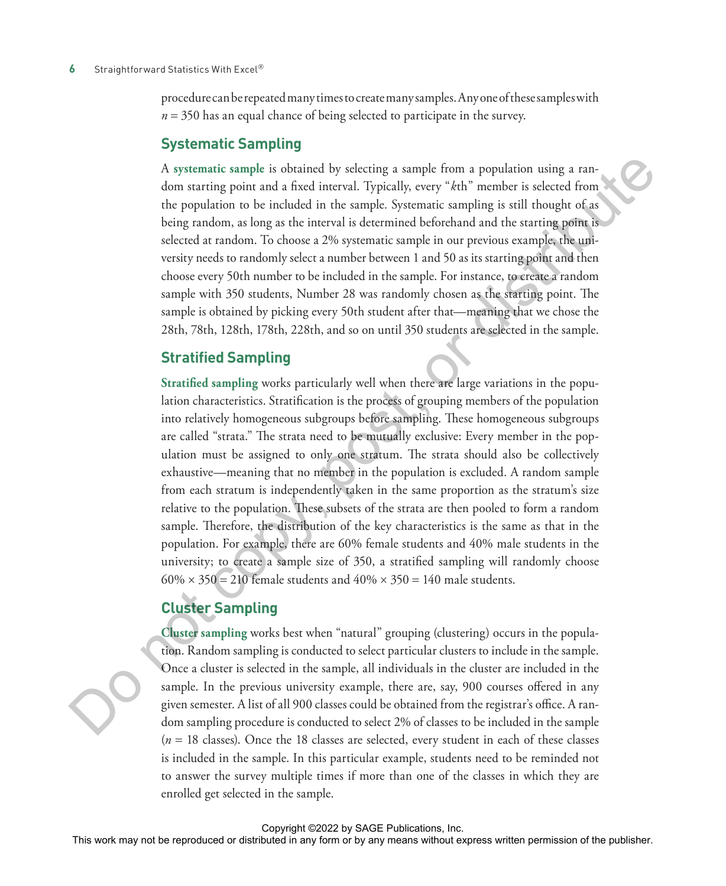procedure can be repeated many times to create many samples. Any one of these samples with $n = 350$ has an equal chance of being selected to participate in the survey.

## Systematic Sampling

A **systematic sample** is obtained by selecting a sample from a population using a random starting point and a fixed interval. Typically, every "*k*th" member is selected from the population to be included in the sample. Systematic sampling is still thought of as being random, as long as the interval is determined beforehand and the starting point is selected at random. To choose a 2% systematic sample in our previous example, the university needs to randomly select a number between 1 and 50 as its starting point and then choose every 50th number to be included in the sample. For instance, to create a random sample with 350 students, Number 28 was randomly chosen as the starting point. The sample is obtained by picking every 50th student after that—meaning that we chose the 28th, 78th, 128th, 178th, 228th, and so on until 350 students are selected in the sample.

## Stratified Sampling

**Stratified sampling** works particularly well when there are large variations in the population characteristics. Stratification is the process of grouping members of the population into relatively homogeneous subgroups before sampling. These homogeneous subgroups are called "strata." The strata need to be mutually exclusive: Every member in the population must be assigned to only one stratum. The strata should also be collectively exhaustive—meaning that no member in the population is excluded. A random sample from each stratum is independently taken in the same proportion as the stratum's size relative to the population. These subsets of the strata are then pooled to form a random sample. Therefore, the distribution of the key characteristics is the same as that in the population. For example, there are 60% female students and 40% male students in the university; to create a sample size of 350, a stratified sampling will randomly choose $60\% \times 350 = 210$ female students and $40\% \times 350 = 140$ male students.

## Cluster Sampling

**Cluster sampling** works best when "natural" grouping (clustering) occurs in the population. Random sampling is conducted to select particular clusters to include in the sample. Once a cluster is selected in the sample, all individuals in the cluster are included in the sample. In the previous university example, there are, say, 900 courses offered in any given semester. A list of all 900 classes could be obtained from the registrar's office. A random sampling procedure is conducted to select 2% of classes to be included in the sample ($n = 18$ classes). Once the 18 classes are selected, every student in each of these classes is included in the sample. In this particular example, students need to be reminded not to answer the survey multiple times if more than one of the classes in which they are enrolled get selected in the sample.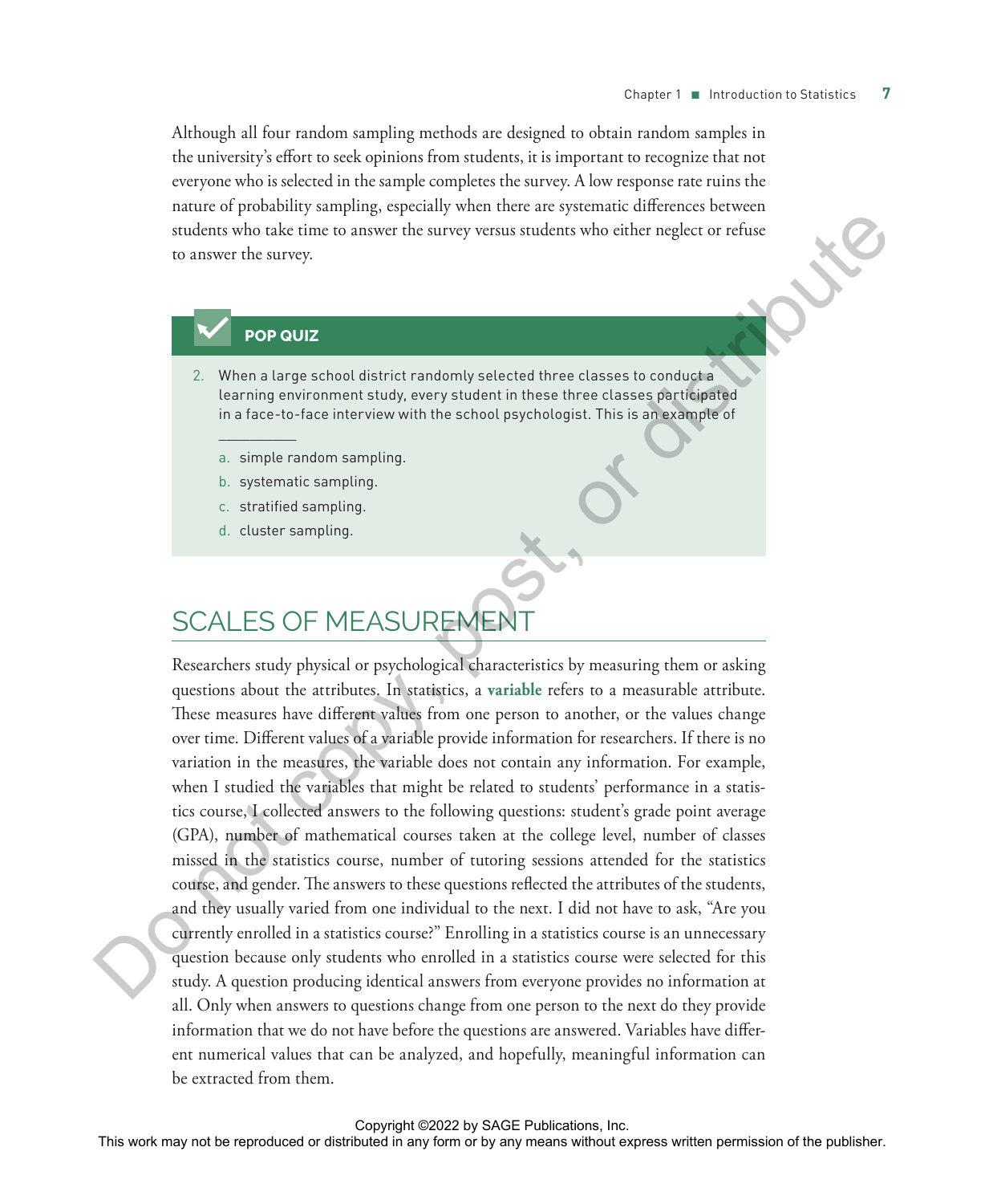Although all four random sampling methods are designed to obtain random samples in the university's effort to seek opinions from students, it is important to recognize that not everyone who is selected in the sample completes the survey. A low response rate ruins the nature of probability sampling, especially when there are systematic differences between students who take time to answer the survey versus students who either neglect or refuse to answer the survey.

### POP QUIZ

2. When a large school district randomly selected three classes to conduct a learning environment study, every student in these three classes participated in a face-to-face interview with the school psychologist. This is an example of

   __________

   a. simple random sampling.
   b. systematic sampling.
   c. stratified sampling.
   d. cluster sampling.

## SCALES OF MEASUREMENT

Researchers study physical or psychological characteristics by measuring them or asking questions about the attributes. In statistics, a **variable** refers to a measurable attribute. These measures have different values from one person to another, or the values change over time. Different values of a variable provide information for researchers. If there is no variation in the measures, the variable does not contain any information. For example, when I studied the variables that might be related to students' performance in a statistics course, I collected answers to the following questions: student's grade point average (GPA), number of mathematical courses taken at the college level, number of classes missed in the statistics course, number of tutoring sessions attended for the statistics course, and gender. The answers to these questions reflected the attributes of the students, and they usually varied from one individual to the next. I did not have to ask, "Are you currently enrolled in a statistics course?" Enrolling in a statistics course is an unnecessary question because only students who enrolled in a statistics course were selected for this study. A question producing identical answers from everyone provides no information at all. Only when answers to questions change from one person to the next do they provide information that we do not have before the questions are answered. Variables have different numerical values that can be analyzed, and hopefully, meaningful information can be extracted from them.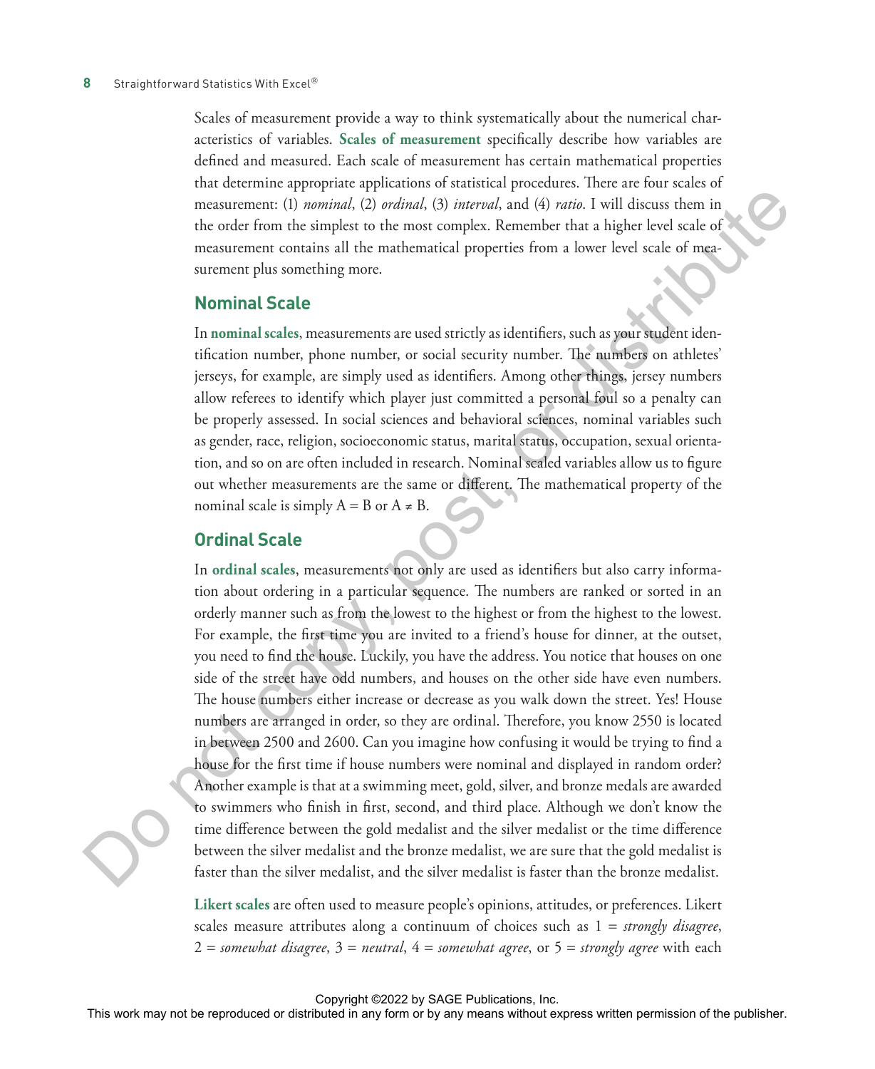Scales of measurement provide a way to think systematically about the numerical characteristics of variables. **Scales of measurement** specifically describe how variables are defined and measured. Each scale of measurement has certain mathematical properties that determine appropriate applications of statistical procedures. There are four scales of measurement: (1) *nominal*, (2) *ordinal*, (3) *interval*, and (4) *ratio*. I will discuss them in the order from the simplest to the most complex. Remember that a higher level scale of measurement contains all the mathematical properties from a lower level scale of measurement plus something more.

## Nominal Scale

In **nominal scales**, measurements are used strictly as identifiers, such as your student identification number, phone number, or social security number. The numbers on athletes' jerseys, for example, are simply used as identifiers. Among other things, jersey numbers allow referees to identify which player just committed a personal foul so a penalty can be properly assessed. In social sciences and behavioral sciences, nominal variables such as gender, race, religion, socioeconomic status, marital status, occupation, sexual orientation, and so on are often included in research. Nominal scaled variables allow us to figure out whether measurements are the same or different. The mathematical property of the nominal scale is simply $A = B$ or $A \neq B$.

## Ordinal Scale

In **ordinal scales**, measurements not only are used as identifiers but also carry information about ordering in a particular sequence. The numbers are ranked or sorted in an orderly manner such as from the lowest to the highest or from the highest to the lowest. For example, the first time you are invited to a friend's house for dinner, at the outset, you need to find the house. Luckily, you have the address. You notice that houses on one side of the street have odd numbers, and houses on the other side have even numbers. The house numbers either increase or decrease as you walk down the street. Yes! House numbers are arranged in order, so they are ordinal. Therefore, you know 2550 is located in between 2500 and 2600. Can you imagine how confusing it would be trying to find a house for the first time if house numbers were nominal and displayed in random order? Another example is that at a swimming meet, gold, silver, and bronze medals are awarded to swimmers who finish in first, second, and third place. Although we don't know the time difference between the gold medalist and the silver medalist or the time difference between the silver medalist and the bronze medalist, we are sure that the gold medalist is faster than the silver medalist, and the silver medalist is faster than the bronze medalist.

**Likert scales** are often used to measure people's opinions, attitudes, or preferences. Likert scales measure attributes along a continuum of choices such as 1 = *strongly disagree*, 2 = *somewhat disagree*, 3 = *neutral*, 4 = *somewhat agree*, or 5 = *strongly agree* with each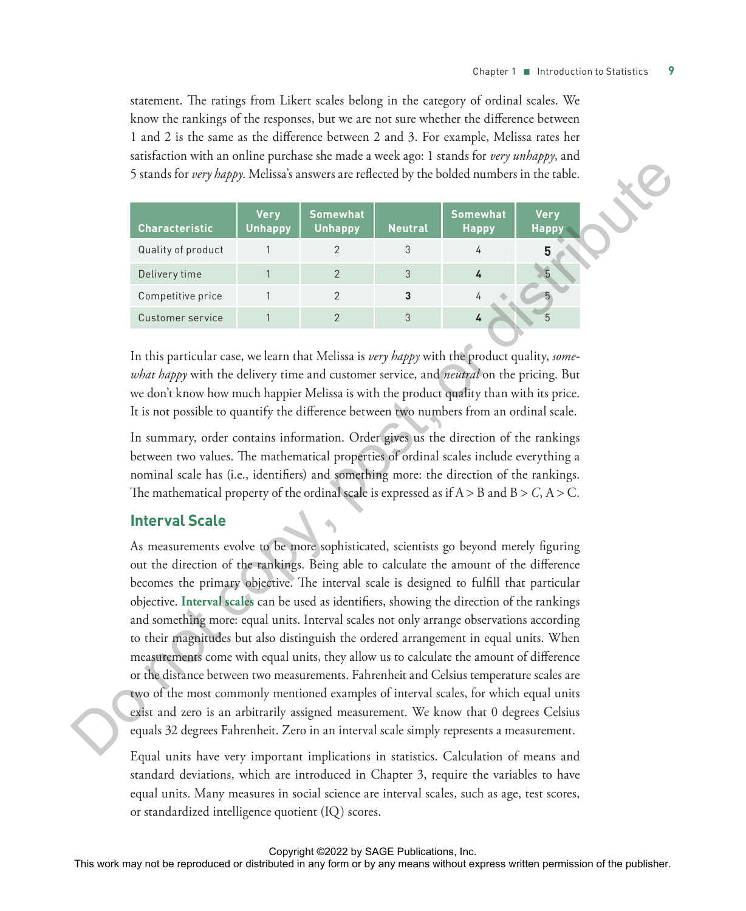statement. The ratings from Likert scales belong in the category of ordinal scales. We know the rankings of the responses, but we are not sure whether the difference between 1 and 2 is the same as the difference between 2 and 3. For example, Melissa rates her satisfaction with an online purchase she made a week ago: 1 stands for *very unhappy*, and 5 stands for *very happy*. Melissa's answers are reflected by the bolded numbers in the table.

| Characteristic | Very Unhappy | Somewhat Unhappy | Neutral | Somewhat Happy | Very Happy |
|---|---|---|---|---|---|
| Quality of product | 1 | 2 | 3 | 4 | **5** |
| Delivery time | 1 | 2 | 3 | **4** | 5 |
| Competitive price | 1 | 2 | **3** | 4 | 5 |
| Customer service | 1 | 2 | 3 | **4** | 5 |

In this particular case, we learn that Melissa is *very happy* with the product quality, *somewhat happy* with the delivery time and customer service, and *neutral* on the pricing. But we don't know how much happier Melissa is with the product quality than with its price. It is not possible to quantify the difference between two numbers from an ordinal scale.

In summary, order contains information. Order gives us the direction of the rankings between two values. The mathematical properties of ordinal scales include everything a nominal scale has (i.e., identifiers) and something more: the direction of the rankings. The mathematical property of the ordinal scale is expressed as if A > B and B > *C*, A > C.

## Interval Scale

As measurements evolve to be more sophisticated, scientists go beyond merely figuring out the direction of the rankings. Being able to calculate the amount of the difference becomes the primary objective. The interval scale is designed to fulfill that particular objective. **Interval scales** can be used as identifiers, showing the direction of the rankings and something more: equal units. Interval scales not only arrange observations according to their magnitudes but also distinguish the ordered arrangement in equal units. When measurements come with equal units, they allow us to calculate the amount of difference or the distance between two measurements. Fahrenheit and Celsius temperature scales are two of the most commonly mentioned examples of interval scales, for which equal units exist and zero is an arbitrarily assigned measurement. We know that 0 degrees Celsius equals 32 degrees Fahrenheit. Zero in an interval scale simply represents a measurement.

Equal units have very important implications in statistics. Calculation of means and standard deviations, which are introduced in Chapter 3, require the variables to have equal units. Many measures in social science are interval scales, such as age, test scores, or standardized intelligence quotient (IQ) scores.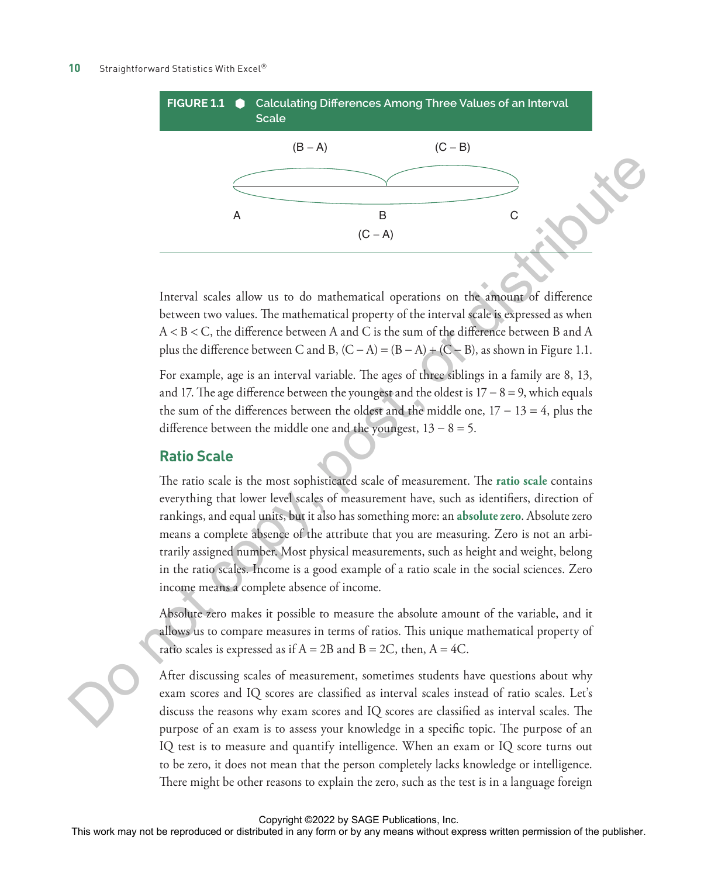**FIGURE 1.1 ● Calculating Differences Among Three Values of an Interval Scale**

(B – A) (C – B)

A B C

(C – A)

Interval scales allow us to do mathematical operations on the amount of difference between two values. The mathematical property of the interval scale is expressed as when A < B < C, the difference between A and C is the sum of the difference between B and A plus the difference between C and B, (C – A) = (B – A) + (C – B), as shown in Figure 1.1.

For example, age is an interval variable. The ages of three siblings in a family are 8, 13, and 17. The age difference between the youngest and the oldest is 17 – 8 = 9, which equals the sum of the differences between the oldest and the middle one, 17 – 13 = 4, plus the difference between the middle one and the youngest, 13 – 8 = 5.

## Ratio Scale

The ratio scale is the most sophisticated scale of measurement. The **ratio scale** contains everything that lower level scales of measurement have, such as identifiers, direction of rankings, and equal units, but it also has something more: an **absolute zero**. Absolute zero means a complete absence of the attribute that you are measuring. Zero is not an arbitrarily assigned number. Most physical measurements, such as height and weight, belong in the ratio scales. Income is a good example of a ratio scale in the social sciences. Zero income means a complete absence of income.

Absolute zero makes it possible to measure the absolute amount of the variable, and it allows us to compare measures in terms of ratios. This unique mathematical property of ratio scales is expressed as if A = 2B and B = 2C, then, A = 4C.

After discussing scales of measurement, sometimes students have questions about why exam scores and IQ scores are classified as interval scales instead of ratio scales. Let's discuss the reasons why exam scores and IQ scores are classified as interval scales. The purpose of an exam is to assess your knowledge in a specific topic. The purpose of an IQ test is to measure and quantify intelligence. When an exam or IQ score turns out to be zero, it does not mean that the person completely lacks knowledge or intelligence. There might be other reasons to explain the zero, such as the test is in a language foreign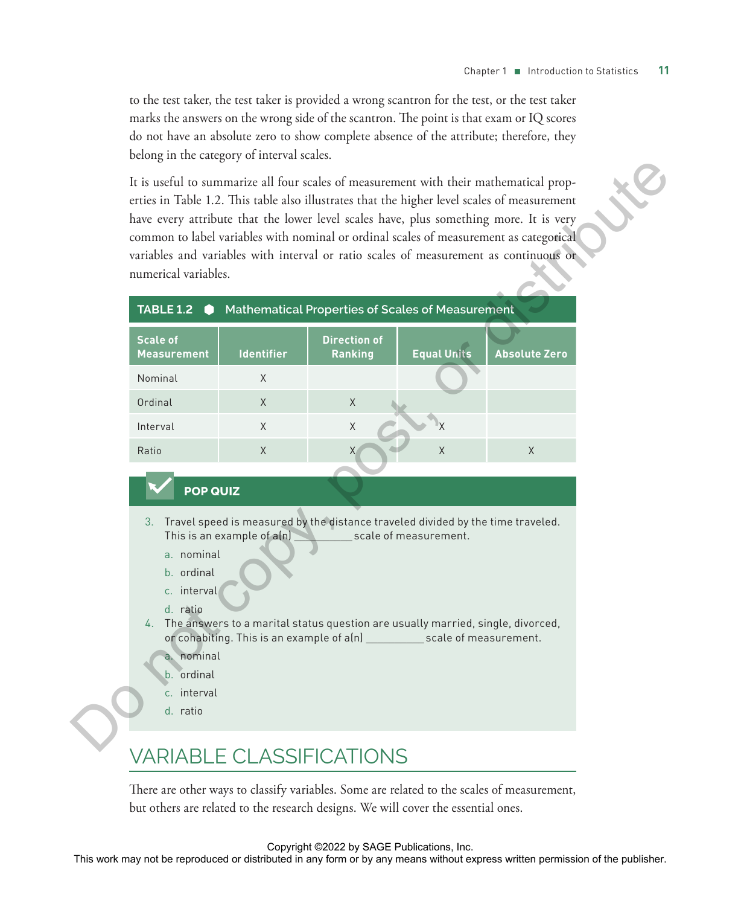to the test taker, the test taker is provided a wrong scantron for the test, or the test taker marks the answers on the wrong side of the scantron. The point is that exam or IQ scores do not have an absolute zero to show complete absence of the attribute; therefore, they belong in the category of interval scales.

It is useful to summarize all four scales of measurement with their mathematical properties in Table 1.2. This table also illustrates that the higher level scales of measurement have every attribute that the lower level scales have, plus something more. It is very common to label variables with nominal or ordinal scales of measurement as categorical variables and variables with interval or ratio scales of measurement as continuous or numerical variables.

**TABLE 1.2 ● Mathematical Properties of Scales of Measurement**

| Scale of Measurement | Identifier | Direction of Ranking | Equal Units | Absolute Zero |
|---|---|---|---|---|
| Nominal | X | | | |
| Ordinal | X | X | | |
| Interval | X | X | X | |
| Ratio | X | X | X | X |

**POP QUIZ**

3. Travel speed is measured by the distance traveled divided by the time traveled. This is an example of a(n) __________ scale of measurement.
   a. nominal
   b. ordinal
   c. interval
   d. ratio
4. The answers to a marital status question are usually married, single, divorced, or cohabiting. This is an example of a(n) __________ scale of measurement.
   a. nominal
   b. ordinal
   c. interval
   d. ratio

## VARIABLE CLASSIFICATIONS

There are other ways to classify variables. Some are related to the scales of measurement, but others are related to the research designs. We will cover the essential ones.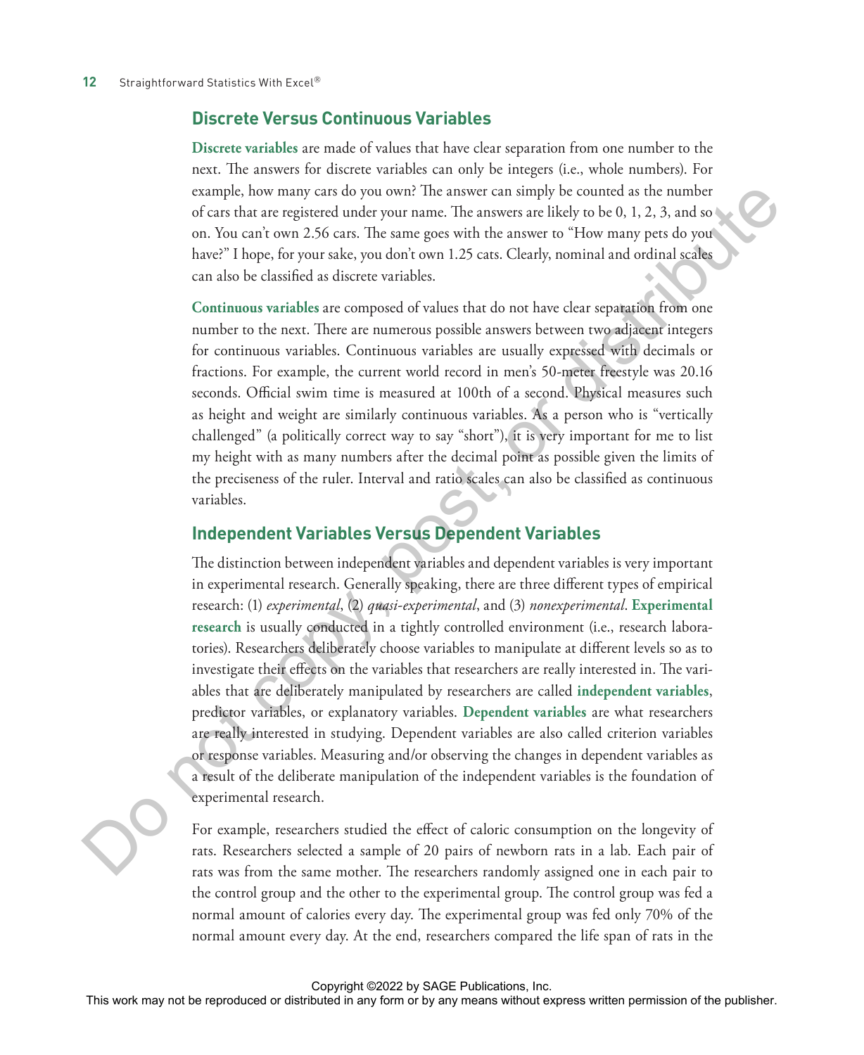## Discrete Versus Continuous Variables

**Discrete variables** are made of values that have clear separation from one number to the next. The answers for discrete variables can only be integers (i.e., whole numbers). For example, how many cars do you own? The answer can simply be counted as the number of cars that are registered under your name. The answers are likely to be 0, 1, 2, 3, and so on. You can't own 2.56 cars. The same goes with the answer to "How many pets do you have?" I hope, for your sake, you don't own 1.25 cats. Clearly, nominal and ordinal scales can also be classified as discrete variables.

**Continuous variables** are composed of values that do not have clear separation from one number to the next. There are numerous possible answers between two adjacent integers for continuous variables. Continuous variables are usually expressed with decimals or fractions. For example, the current world record in men's 50-meter freestyle was 20.16 seconds. Official swim time is measured at 100th of a second. Physical measures such as height and weight are similarly continuous variables. As a person who is "vertically challenged" (a politically correct way to say "short"), it is very important for me to list my height with as many numbers after the decimal point as possible given the limits of the preciseness of the ruler. Interval and ratio scales can also be classified as continuous variables.

## Independent Variables Versus Dependent Variables

The distinction between independent variables and dependent variables is very important in experimental research. Generally speaking, there are three different types of empirical research: (1) *experimental*, (2) *quasi-experimental*, and (3) *nonexperimental*. **Experimental research** is usually conducted in a tightly controlled environment (i.e., research laboratories). Researchers deliberately choose variables to manipulate at different levels so as to investigate their effects on the variables that researchers are really interested in. The variables that are deliberately manipulated by researchers are called **independent variables**, predictor variables, or explanatory variables. **Dependent variables** are what researchers are really interested in studying. Dependent variables are also called criterion variables or response variables. Measuring and/or observing the changes in dependent variables as a result of the deliberate manipulation of the independent variables is the foundation of experimental research.

For example, researchers studied the effect of caloric consumption on the longevity of rats. Researchers selected a sample of 20 pairs of newborn rats in a lab. Each pair of rats was from the same mother. The researchers randomly assigned one in each pair to the control group and the other to the experimental group. The control group was fed a normal amount of calories every day. The experimental group was fed only 70% of the normal amount every day. At the end, researchers compared the life span of rats in the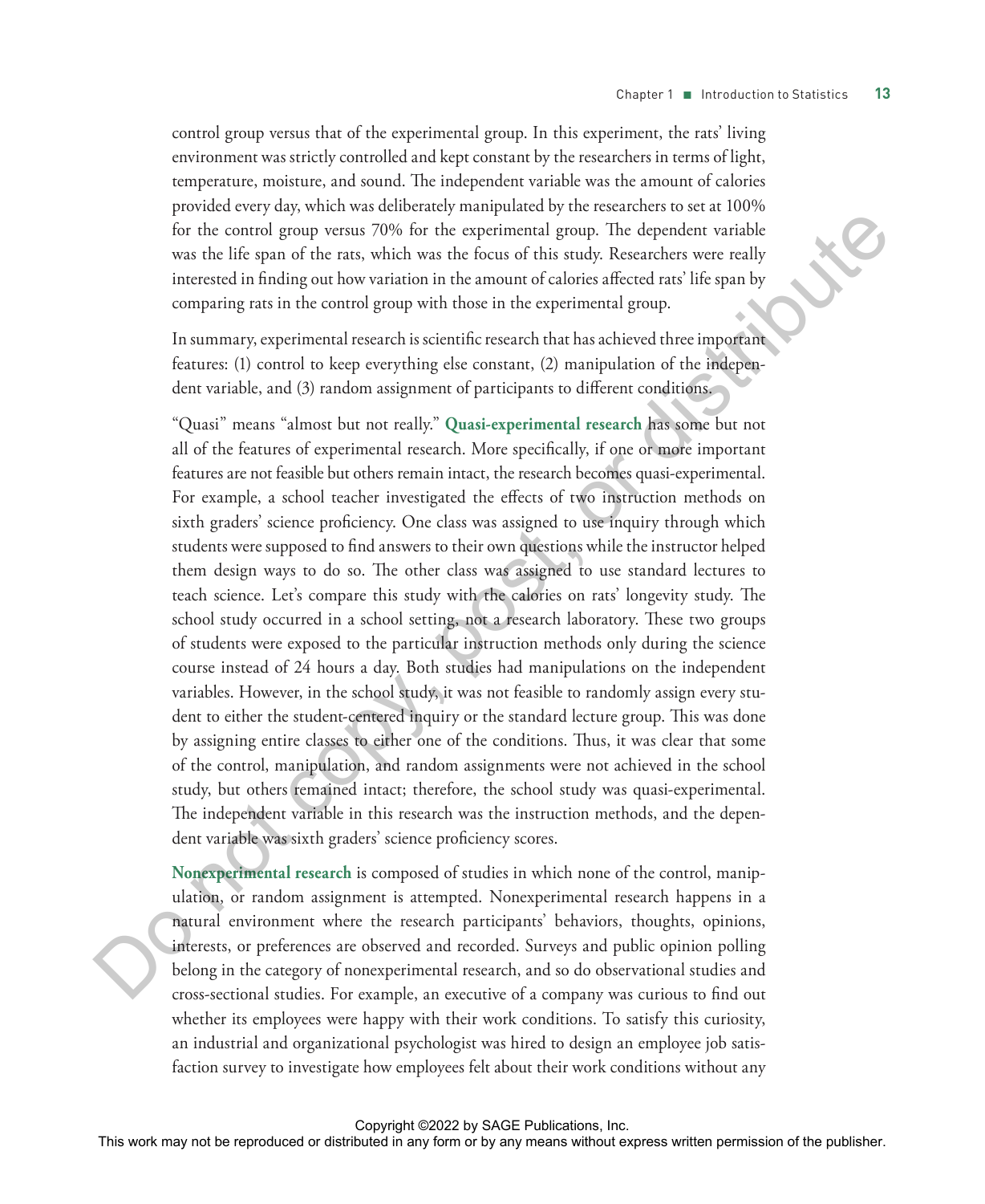control group versus that of the experimental group. In this experiment, the rats' living environment was strictly controlled and kept constant by the researchers in terms of light, temperature, moisture, and sound. The independent variable was the amount of calories provided every day, which was deliberately manipulated by the researchers to set at 100% for the control group versus 70% for the experimental group. The dependent variable was the life span of the rats, which was the focus of this study. Researchers were really interested in finding out how variation in the amount of calories affected rats' life span by comparing rats in the control group with those in the experimental group.

In summary, experimental research is scientific research that has achieved three important features: (1) control to keep everything else constant, (2) manipulation of the independent variable, and (3) random assignment of participants to different conditions.

"Quasi" means "almost but not really." **Quasi-experimental research** has some but not all of the features of experimental research. More specifically, if one or more important features are not feasible but others remain intact, the research becomes quasi-experimental. For example, a school teacher investigated the effects of two instruction methods on sixth graders' science proficiency. One class was assigned to use inquiry through which students were supposed to find answers to their own questions while the instructor helped them design ways to do so. The other class was assigned to use standard lectures to teach science. Let's compare this study with the calories on rats' longevity study. The school study occurred in a school setting, not a research laboratory. These two groups of students were exposed to the particular instruction methods only during the science course instead of 24 hours a day. Both studies had manipulations on the independent variables. However, in the school study, it was not feasible to randomly assign every student to either the student-centered inquiry or the standard lecture group. This was done by assigning entire classes to either one of the conditions. Thus, it was clear that some of the control, manipulation, and random assignments were not achieved in the school study, but others remained intact; therefore, the school study was quasi-experimental. The independent variable in this research was the instruction methods, and the dependent variable was sixth graders' science proficiency scores.

**Nonexperimental research** is composed of studies in which none of the control, manipulation, or random assignment is attempted. Nonexperimental research happens in a natural environment where the research participants' behaviors, thoughts, opinions, interests, or preferences are observed and recorded. Surveys and public opinion polling belong in the category of nonexperimental research, and so do observational studies and cross-sectional studies. For example, an executive of a company was curious to find out whether its employees were happy with their work conditions. To satisfy this curiosity, an industrial and organizational psychologist was hired to design an employee job satisfaction survey to investigate how employees felt about their work conditions without any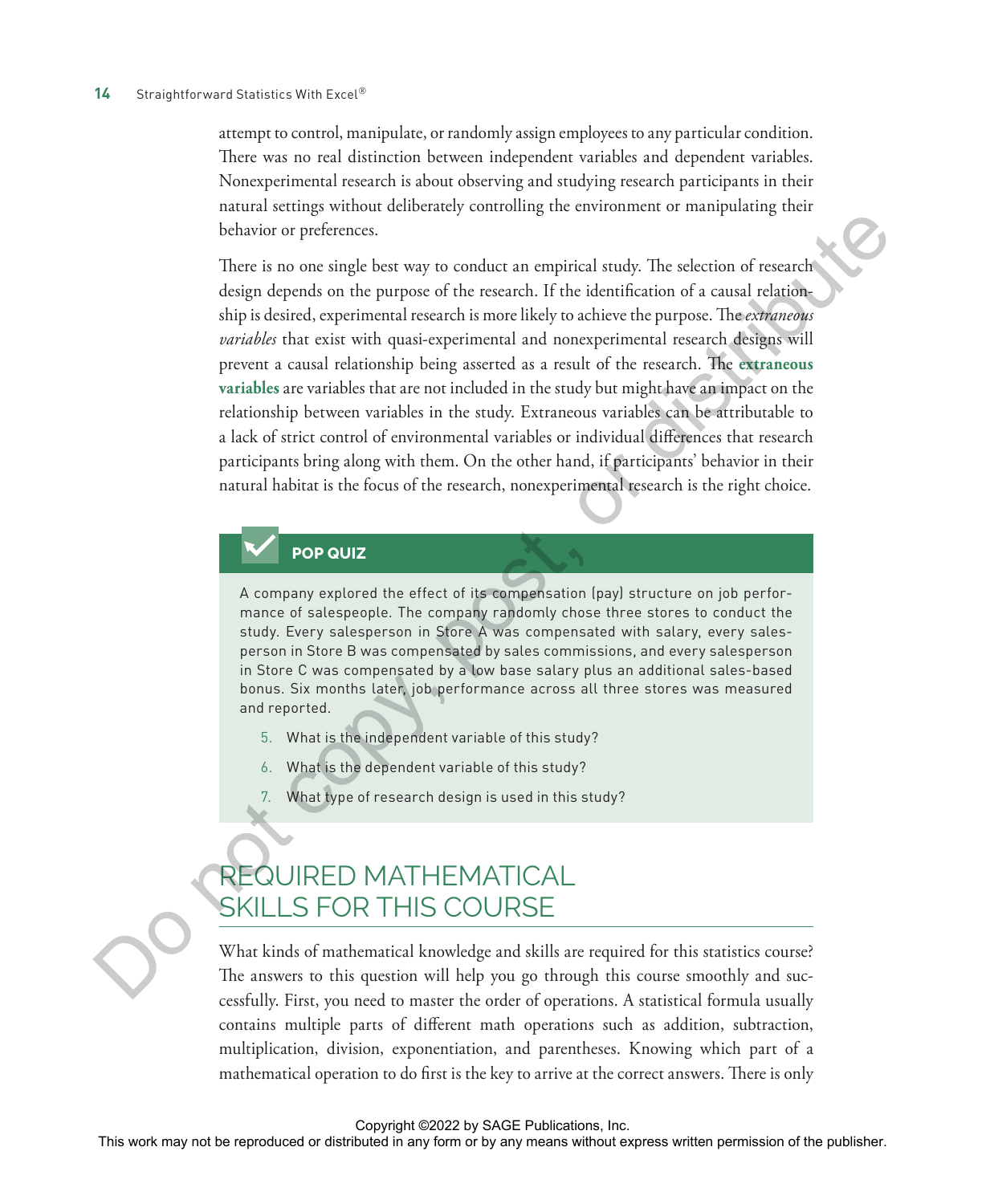attempt to control, manipulate, or randomly assign employees to any particular condition. There was no real distinction between independent variables and dependent variables. Nonexperimental research is about observing and studying research participants in their natural settings without deliberately controlling the environment or manipulating their behavior or preferences.

There is no one single best way to conduct an empirical study. The selection of research design depends on the purpose of the research. If the identification of a causal relationship is desired, experimental research is more likely to achieve the purpose. The *extraneous variables* that exist with quasi-experimental and nonexperimental research designs will prevent a causal relationship being asserted as a result of the research. The **extraneous variables** are variables that are not included in the study but might have an impact on the relationship between variables in the study. Extraneous variables can be attributable to a lack of strict control of environmental variables or individual differences that research participants bring along with them. On the other hand, if participants' behavior in their natural habitat is the focus of the research, nonexperimental research is the right choice.

### POP QUIZ

A company explored the effect of its compensation (pay) structure on job performance of salespeople. The company randomly chose three stores to conduct the study. Every salesperson in Store A was compensated with salary, every salesperson in Store B was compensated by sales commissions, and every salesperson in Store C was compensated by a low base salary plus an additional sales-based bonus. Six months later, job performance across all three stores was measured and reported.

5. What is the independent variable of this study?
6. What is the dependent variable of this study?
7. What type of research design is used in this study?

## REQUIRED MATHEMATICAL SKILLS FOR THIS COURSE

What kinds of mathematical knowledge and skills are required for this statistics course? The answers to this question will help you go through this course smoothly and successfully. First, you need to master the order of operations. A statistical formula usually contains multiple parts of different math operations such as addition, subtraction, multiplication, division, exponentiation, and parentheses. Knowing which part of a mathematical operation to do first is the key to arrive at the correct answers. There is only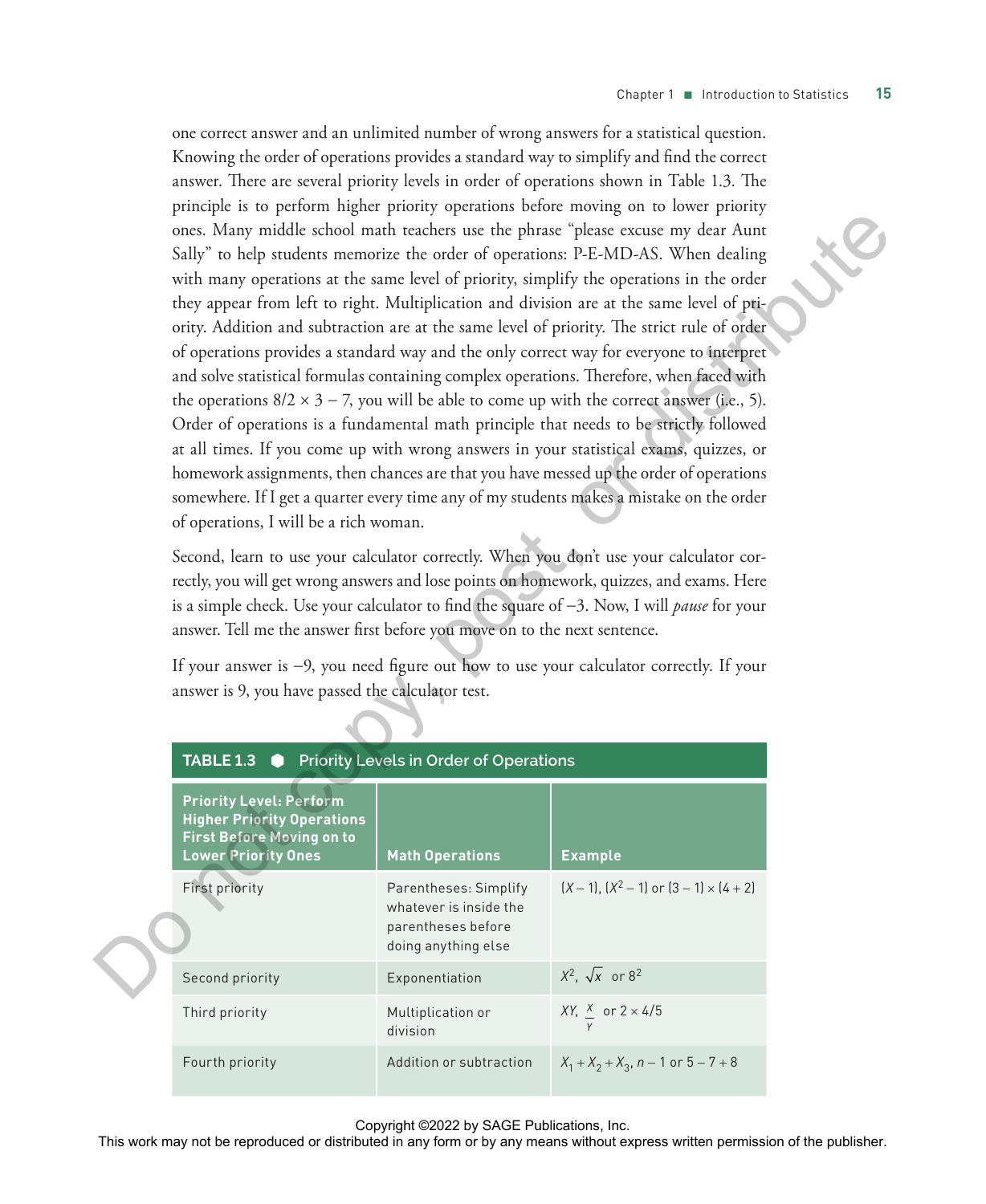one correct answer and an unlimited number of wrong answers for a statistical question. Knowing the order of operations provides a standard way to simplify and find the correct answer. There are several priority levels in order of operations shown in Table 1.3. The principle is to perform higher priority operations before moving on to lower priority ones. Many middle school math teachers use the phrase "please excuse my dear Aunt Sally" to help students memorize the order of operations: P-E-MD-AS. When dealing with many operations at the same level of priority, simplify the operations in the order they appear from left to right. Multiplication and division are at the same level of priority. Addition and subtraction are at the same level of priority. The strict rule of order of operations provides a standard way and the only correct way for everyone to interpret and solve statistical formulas containing complex operations. Therefore, when faced with the operations $8/2 \times 3 - 7$, you will be able to come up with the correct answer (i.e., 5). Order of operations is a fundamental math principle that needs to be strictly followed at all times. If you come up with wrong answers in your statistical exams, quizzes, or homework assignments, then chances are that you have messed up the order of operations somewhere. If I get a quarter every time any of my students makes a mistake on the order of operations, I will be a rich woman.

Second, learn to use your calculator correctly. When you don't use your calculator correctly, you will get wrong answers and lose points on homework, quizzes, and exams. Here is a simple check. Use your calculator to find the square of −3. Now, I will *pause* for your answer. Tell me the answer first before you move on to the next sentence.

If your answer is −9, you need figure out how to use your calculator correctly. If your answer is 9, you have passed the calculator test.

**TABLE 1.3 ● Priority Levels in Order of Operations**

| Priority Level: Perform Higher Priority Operations First Before Moving on to Lower Priority Ones | Math Operations | Example |
|---|---|---|
| First priority | Parentheses: Simplify whatever is inside the parentheses before doing anything else | $(X - 1)$, $(X^2 - 1)$ or $(3 - 1) \times (4 + 2)$ |
| Second priority | Exponentiation | $X^2$, $\sqrt{x}$ or $8^2$ |
| Third priority | Multiplication or division | $XY$, $\frac{X}{Y}$ or $2 \times 4/5$ |
| Fourth priority | Addition or subtraction | $X_1 + X_2 + X_3$, $n - 1$ or $5 - 7 + 8$ |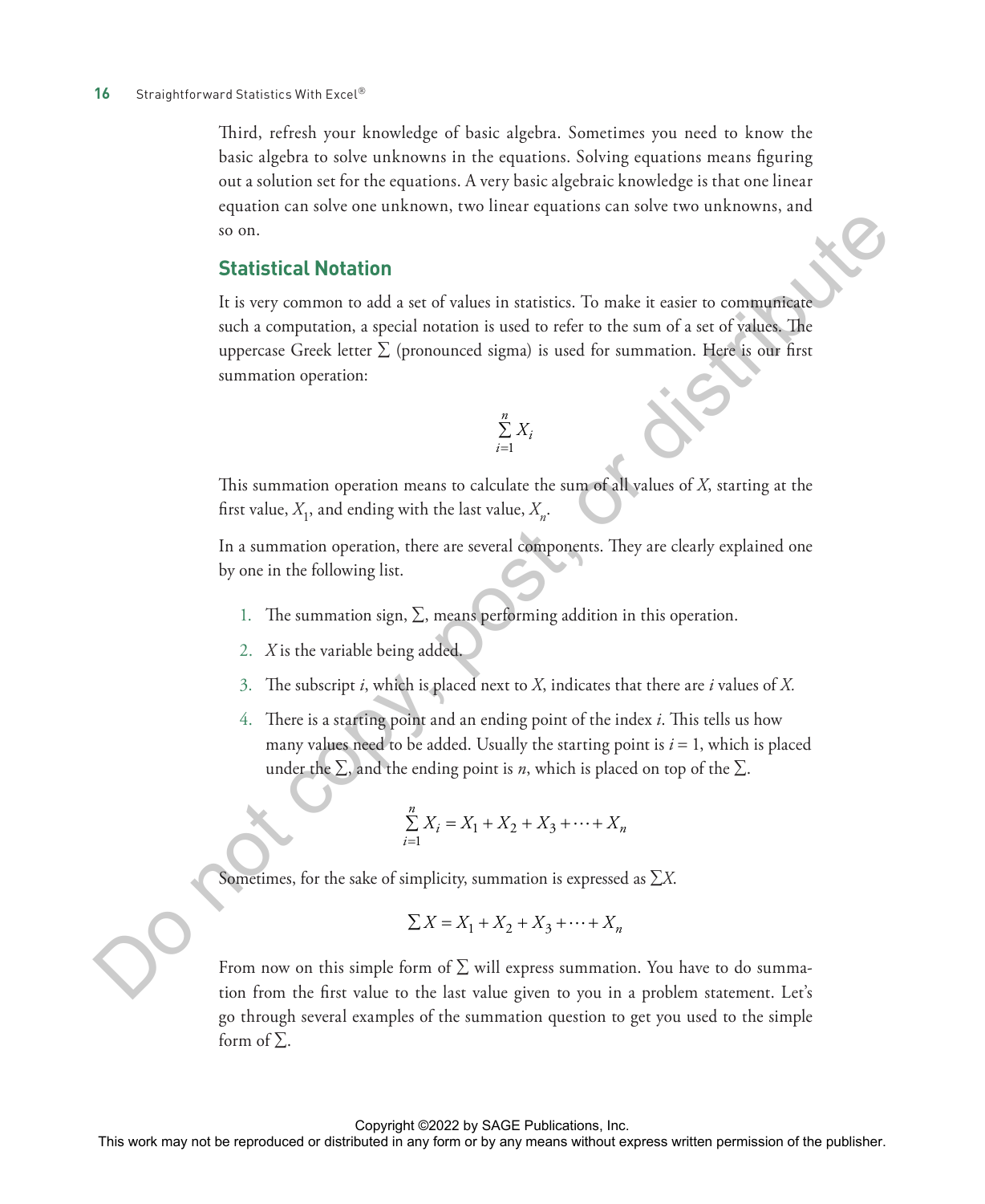Third, refresh your knowledge of basic algebra. Sometimes you need to know the basic algebra to solve unknowns in the equations. Solving equations means figuring out a solution set for the equations. A very basic algebraic knowledge is that one linear equation can solve one unknown, two linear equations can solve two unknowns, and so on.

## Statistical Notation

It is very common to add a set of values in statistics. To make it easier to communicate such a computation, a special notation is used to refer to the sum of a set of values. The uppercase Greek letter $\sum$ (pronounced sigma) is used for summation. Here is our first summation operation:

$$\sum_{i=1}^{n} X_i$$

This summation operation means to calculate the sum of all values of $X$, starting at the first value, $X_1$, and ending with the last value, $X_n$.

In a summation operation, there are several components. They are clearly explained one by one in the following list.

1. The summation sign, $\sum$, means performing addition in this operation.
2. $X$ is the variable being added.
3. The subscript $i$, which is placed next to $X$, indicates that there are $i$ values of $X$.
4. There is a starting point and an ending point of the index $i$. This tells us how many values need to be added. Usually the starting point is $i = 1$, which is placed under the $\sum$, and the ending point is $n$, which is placed on top of the $\sum$.

$$\sum_{i=1}^{n} X_i = X_1 + X_2 + X_3 + \cdots + X_n$$

Sometimes, for the sake of simplicity, summation is expressed as $\sum X$.

$$\sum X = X_1 + X_2 + X_3 + \cdots + X_n$$

From now on this simple form of $\sum$ will express summation. You have to do summation from the first value to the last value given to you in a problem statement. Let's go through several examples of the summation question to get you used to the simple form of $\sum$.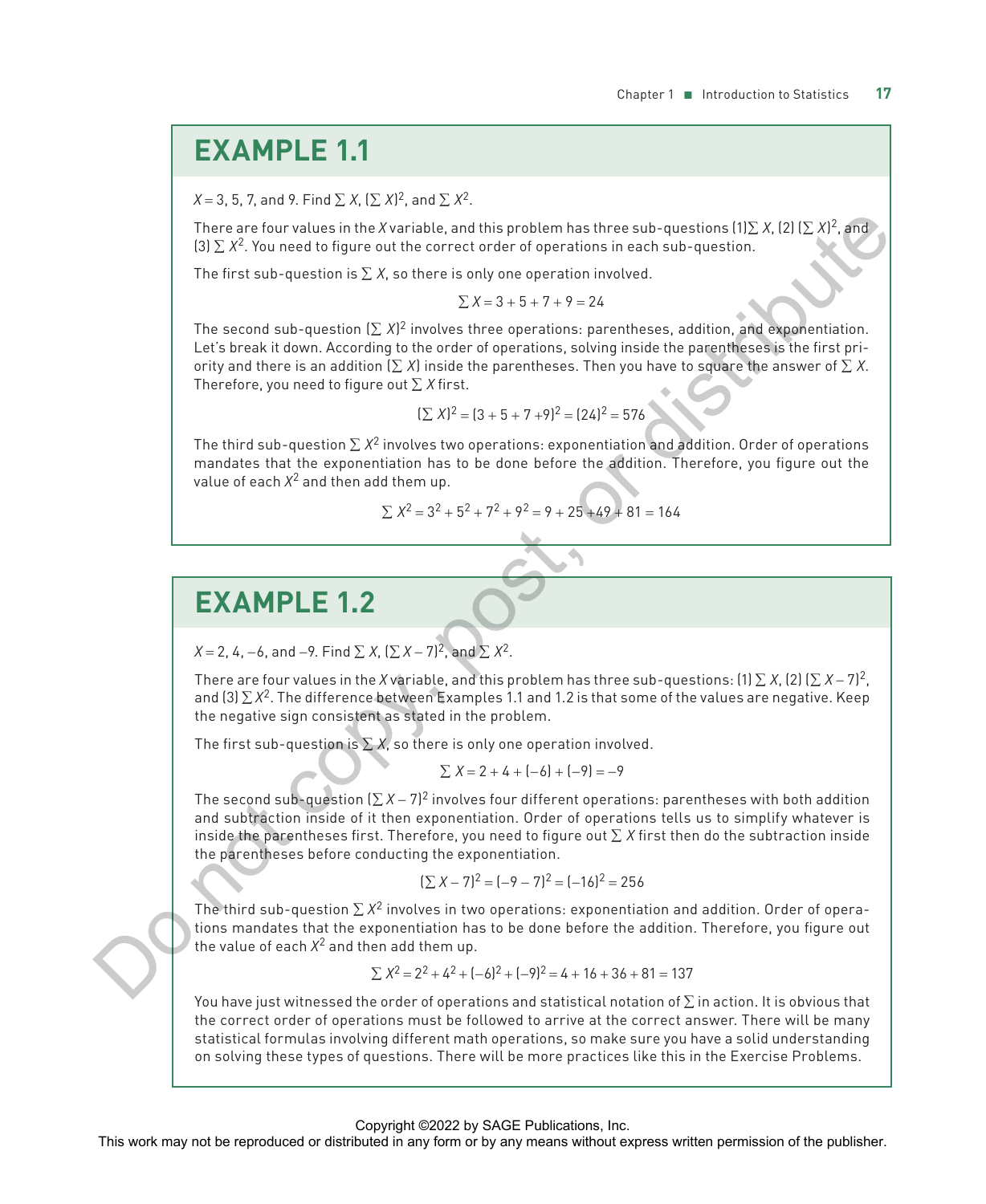## EXAMPLE 1.1

$X = 3, 5, 7,$ and $9$. Find $\sum X$, $(\sum X)^2$, and $\sum X^2$.

There are four values in the *X* variable, and this problem has three sub-questions (1) $\sum X$, (2) $(\sum X)^2$, and (3) $\sum X^2$. You need to figure out the correct order of operations in each sub-question.

The first sub-question is $\sum X$, so there is only one operation involved.

$$\sum X = 3 + 5 + 7 + 9 = 24$$

The second sub-question $(\sum X)^2$ involves three operations: parentheses, addition, and exponentiation. Let's break it down. According to the order of operations, solving inside the parentheses is the first priority and there is an addition $(\sum X)$ inside the parentheses. Then you have to square the answer of $\sum X$. Therefore, you need to figure out $\sum X$ first.

$$(\sum X)^2 = (3 + 5 + 7 + 9)^2 = (24)^2 = 576$$

The third sub-question $\sum X^2$ involves two operations: exponentiation and addition. Order of operations mandates that the exponentiation has to be done before the addition. Therefore, you figure out the value of each $X^2$ and then add them up.

$$\sum X^2 = 3^2 + 5^2 + 7^2 + 9^2 = 9 + 25 + 49 + 81 = 164$$

## EXAMPLE 1.2

$X = 2, 4, -6,$ and $-9$. Find $\sum X$, $(\sum X - 7)^2$, and $\sum X^2$.

There are four values in the *X* variable, and this problem has three sub-questions: (1) $\sum X$, (2) $(\sum X - 7)^2$, and (3) $\sum X^2$. The difference between Examples 1.1 and 1.2 is that some of the values are negative. Keep the negative sign consistent as stated in the problem.

The first sub-question is $\sum X$, so there is only one operation involved.

$$\sum X = 2 + 4 + (-6) + (-9) = -9$$

The second sub-question $(\sum X - 7)^2$ involves four different operations: parentheses with both addition and subtraction inside of it then exponentiation. Order of operations tells us to simplify whatever is inside the parentheses first. Therefore, you need to figure out $\sum X$ first then do the subtraction inside the parentheses before conducting the exponentiation.

$$(\sum X - 7)^2 = (-9 - 7)^2 = (-16)^2 = 256$$

The third sub-question $\sum X^2$ involves in two operations: exponentiation and addition. Order of operations mandates that the exponentiation has to be done before the addition. Therefore, you figure out the value of each $X^2$ and then add them up.

$$\sum X^2 = 2^2 + 4^2 + (-6)^2 + (-9)^2 = 4 + 16 + 36 + 81 = 137$$

You have just witnessed the order of operations and statistical notation of $\sum$ in action. It is obvious that the correct order of operations must be followed to arrive at the correct answer. There will be many statistical formulas involving different math operations, so make sure you have a solid understanding on solving these types of questions. There will be more practices like this in the Exercise Problems.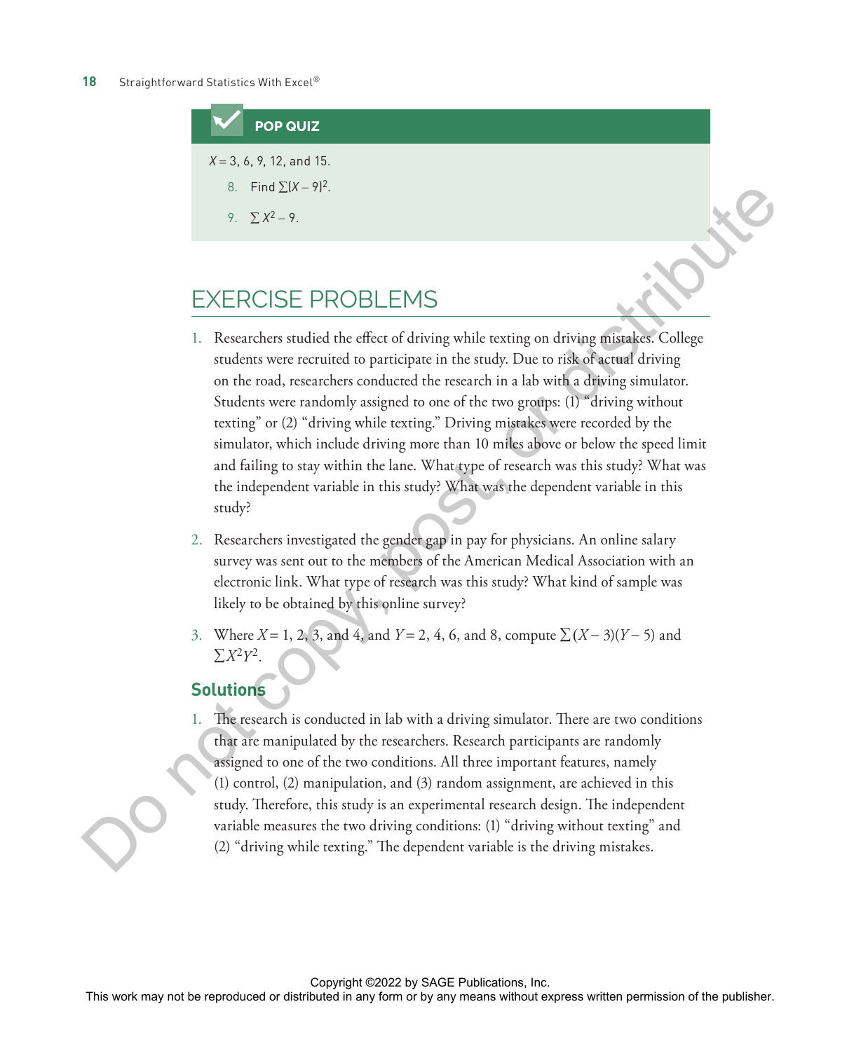**POP QUIZ**

$X = 3, 6, 9, 12$, and 15.

8. Find $\sum(X - 9)^2$.

9. $\sum X^2 - 9$.

## EXERCISE PROBLEMS

1. Researchers studied the effect of driving while texting on driving mistakes. College students were recruited to participate in the study. Due to risk of actual driving on the road, researchers conducted the research in a lab with a driving simulator. Students were randomly assigned to one of the two groups: (1) "driving without texting" or (2) "driving while texting." Driving mistakes were recorded by the simulator, which include driving more than 10 miles above or below the speed limit and failing to stay within the lane. What type of research was this study? What was the independent variable in this study? What was the dependent variable in this study?

2. Researchers investigated the gender gap in pay for physicians. An online salary survey was sent out to the members of the American Medical Association with an electronic link. What type of research was this study? What kind of sample was likely to be obtained by this online survey?

3. Where $X = 1, 2, 3$, and 4, and $Y = 2, 4, 6$, and 8, compute $\sum(X - 3)(Y - 5)$ and $\sum X^2Y^2$.

### Solutions

1. The research is conducted in lab with a driving simulator. There are two conditions that are manipulated by the researchers. Research participants are randomly assigned to one of the two conditions. All three important features, namely (1) control, (2) manipulation, and (3) random assignment, are achieved in this study. Therefore, this study is an experimental research design. The independent variable measures the two driving conditions: (1) "driving without texting" and (2) "driving while texting." The dependent variable is the driving mistakes.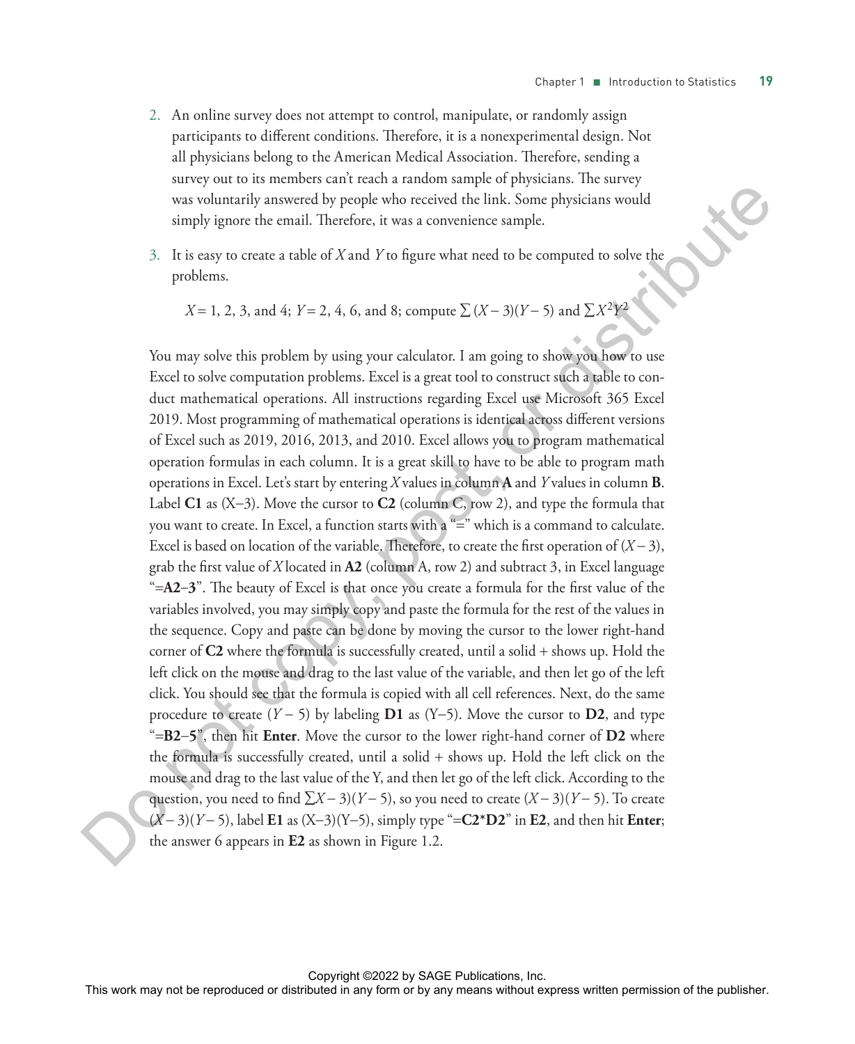2. An online survey does not attempt to control, manipulate, or randomly assign participants to different conditions. Therefore, it is a nonexperimental design. Not all physicians belong to the American Medical Association. Therefore, sending a survey out to its members can't reach a random sample of physicians. The survey was voluntarily answered by people who received the link. Some physicians would simply ignore the email. Therefore, it was a convenience sample.

3. It is easy to create a table of $X$ and $Y$ to figure what need to be computed to solve the problems.

   $X = 1, 2, 3,$ and $4$; $Y = 2, 4, 6,$ and $8$; compute $\sum(X - 3)(Y - 5)$ and $\sum X^2Y^2$

You may solve this problem by using your calculator. I am going to show you how to use Excel to solve computation problems. Excel is a great tool to construct such a table to conduct mathematical operations. All instructions regarding Excel use Microsoft 365 Excel 2019. Most programming of mathematical operations is identical across different versions of Excel such as 2019, 2016, 2013, and 2010. Excel allows you to program mathematical operation formulas in each column. It is a great skill to have to be able to program math operations in Excel. Let's start by entering $X$ values in column **A** and $Y$ values in column **B**. Label **C1** as (X–3). Move the cursor to **C2** (column C, row 2), and type the formula that you want to create. In Excel, a function starts with a "=" which is a command to calculate. Excel is based on location of the variable. Therefore, to create the first operation of $(X - 3)$, grab the first value of $X$ located in **A2** (column A, row 2) and subtract 3, in Excel language "=**A2**–**3**". The beauty of Excel is that once you create a formula for the first value of the variables involved, you may simply copy and paste the formula for the rest of the values in the sequence. Copy and paste can be done by moving the cursor to the lower right-hand corner of **C2** where the formula is successfully created, until a solid + shows up. Hold the left click on the mouse and drag to the last value of the variable, and then let go of the left click. You should see that the formula is copied with all cell references. Next, do the same procedure to create $(Y - 5)$ by labeling **D1** as (Y–5). Move the cursor to **D2**, and type "=**B2**–**5**", then hit **Enter**. Move the cursor to the lower right-hand corner of **D2** where the formula is successfully created, until a solid + shows up. Hold the left click on the mouse and drag to the last value of the Y, and then let go of the left click. According to the question, you need to find $\sum X - 3)(Y - 5)$, so you need to create $(X - 3)(Y - 5)$. To create $(X - 3)(Y - 5)$, label **E1** as (X–3)(Y–5), simply type "=**C2***D2**" in **E2**, and then hit **Enter**; the answer 6 appears in **E2** as shown in Figure 1.2.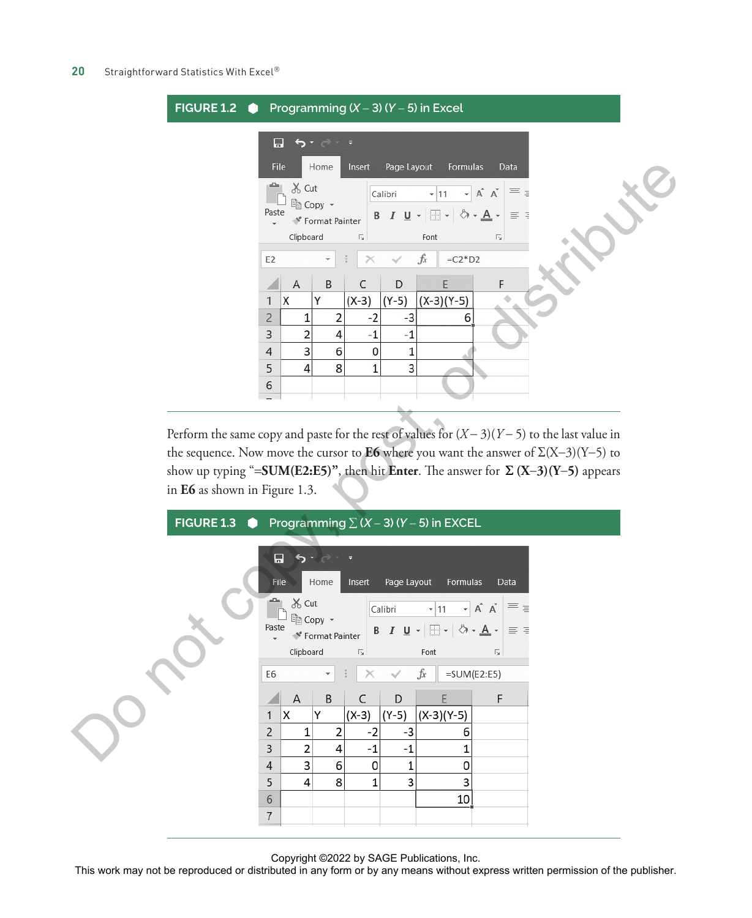**FIGURE 1.2 ● Programming (X – 3) (Y – 5) in Excel**

E2 =C2*D2

| | A | B | C | D | E | F |
|---|---|---|---|---|---|---|
| 1 | X | Y | (X-3) | (Y-5) | (X-3)(Y-5) | |
| 2 | 1 | 2 | -2 | -3 | 6 | |
| 3 | 2 | 4 | -1 | -1 | | |
| 4 | 3 | 6 | 0 | 1 | | |
| 5 | 4 | 8 | 1 | 3 | | |
| 6 | | | | | | |

Perform the same copy and paste for the rest of values for $(X-3)(Y-5)$ to the last value in the sequence. Now move the cursor to **E6** where you want the answer of $\Sigma(X-3)(Y-5)$ to show up typing "**=SUM(E2:E5)**", then hit **Enter**. The answer for **$\Sigma$ (X–3)(Y–5)** appears in **E6** as shown in Figure 1.3.

**FIGURE 1.3 ● Programming $\Sigma$ (X – 3) (Y – 5) in EXCEL**

E6 =SUM(E2:E5)

| | A | B | C | D | E | F |
|---|---|---|---|---|---|---|
| 1 | X | Y | (X-3) | (Y-5) | (X-3)(Y-5) | |
| 2 | 1 | 2 | -2 | -3 | 6 | |
| 3 | 2 | 4 | -1 | -1 | 1 | |
| 4 | 3 | 6 | 0 | 1 | 0 | |
| 5 | 4 | 8 | 1 | 3 | 3 | |
| 6 | | | | | 10 | |
| 7 | | | | | | |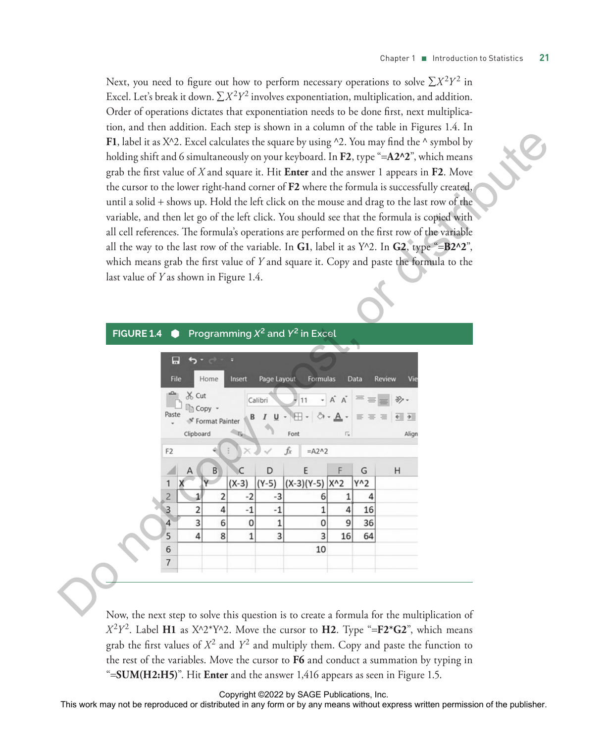Next, you need to figure out how to perform necessary operations to solve $\sum X^2Y^2$ in Excel. Let's break it down. $\sum X^2Y^2$ involves exponentiation, multiplication, and addition. Order of operations dictates that exponentiation needs to be done first, next multiplication, and then addition. Each step is shown in a column of the table in Figures 1.4. In **F1**, label it as X^2. Excel calculates the square by using ^2. You may find the ^ symbol by holding shift and 6 simultaneously on your keyboard. In **F2**, type "**=A2^2**", which means grab the first value of $X$ and square it. Hit **Enter** and the answer 1 appears in **F2**. Move the cursor to the lower right-hand corner of **F2** where the formula is successfully created, until a solid + shows up. Hold the left click on the mouse and drag to the last row of the variable, and then let go of the left click. You should see that the formula is copied with all cell references. The formula's operations are performed on the first row of the variable all the way to the last row of the variable. In **G1**, label it as Y^2. In **G2**, type "**=B2^2**", which means grab the first value of $Y$ and square it. Copy and paste the formula to the last value of $Y$ as shown in Figure 1.4.

**FIGURE 1.4 ● Programming $X^2$ and $Y^2$ in Excel**

F2: =A2^2

| | A | B | C | D | E | F | G | H |
|---|---|---|---|---|---|---|---|---|
| 1 | X | Y | (X-3) | (Y-5) | (X-3)(Y-5) | X^2 | Y^2 | |
| 2 | 1 | 2 | -2 | -3 | 6 | 1 | 4 | |
| 3 | 2 | 4 | -1 | -1 | 1 | 4 | 16 | |
| 4 | 3 | 6 | 0 | 1 | 0 | 9 | 36 | |
| 5 | 4 | 8 | 1 | 3 | 3 | 16 | 64 | |
| 6 | | | | | 10 | | | |
| 7 | | | | | | | | |

Now, the next step to solve this question is to create a formula for the multiplication of $X^2Y^2$. Label **H1** as X^2*Y^2. Move the cursor to **H2**. Type "**=F2*G2**", which means grab the first values of $X^2$ and $Y^2$ and multiply them. Copy and paste the function to the rest of the variables. Move the cursor to **F6** and conduct a summation by typing in "**=SUM(H2:H5)**". Hit **Enter** and the answer 1,416 appears as seen in Figure 1.5.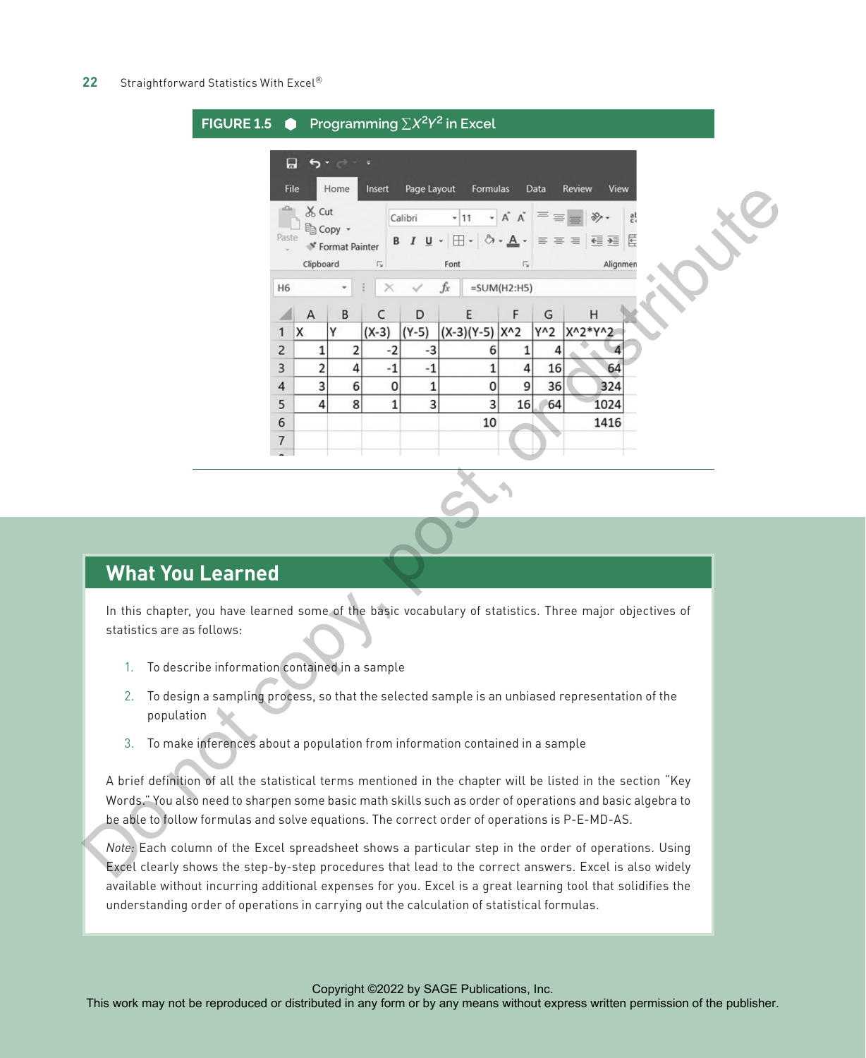**FIGURE 1.5 ● Programming $\sum X^2Y^2$ in Excel**

H6 =SUM(H2:H5)

| | A | B | C | D | E | F | G | H |
|---|---|---|---|---|---|---|---|---|
| 1 | X | Y | (X-3) | (Y-5) | (X-3)(Y-5) | X^2 | Y^2 | X^2*Y^2 |
| 2 | 1 | 2 | -2 | -3 | 6 | 1 | 4 | 4 |
| 3 | 2 | 4 | -1 | -1 | 1 | 4 | 16 | 64 |
| 4 | 3 | 6 | 0 | 1 | 0 | 9 | 36 | 324 |
| 5 | 4 | 8 | 1 | 3 | 3 | 16 | 64 | 1024 |
| 6 | | | | | 10 | | | 1416 |
| 7 | | | | | | | | |

## What You Learned

In this chapter, you have learned some of the basic vocabulary of statistics. Three major objectives of statistics are as follows:

1. To describe information contained in a sample
2. To design a sampling process, so that the selected sample is an unbiased representation of the population
3. To make inferences about a population from information contained in a sample

A brief definition of all the statistical terms mentioned in the chapter will be listed in the section "Key Words." You also need to sharpen some basic math skills such as order of operations and basic algebra to be able to follow formulas and solve equations. The correct order of operations is P-E-MD-AS.

*Note:* Each column of the Excel spreadsheet shows a particular step in the order of operations. Using Excel clearly shows the step-by-step procedures that lead to the correct answers. Excel is also widely available without incurring additional expenses for you. Excel is a great learning tool that solidifies the understanding order of operations in carrying out the calculation of statistical formulas.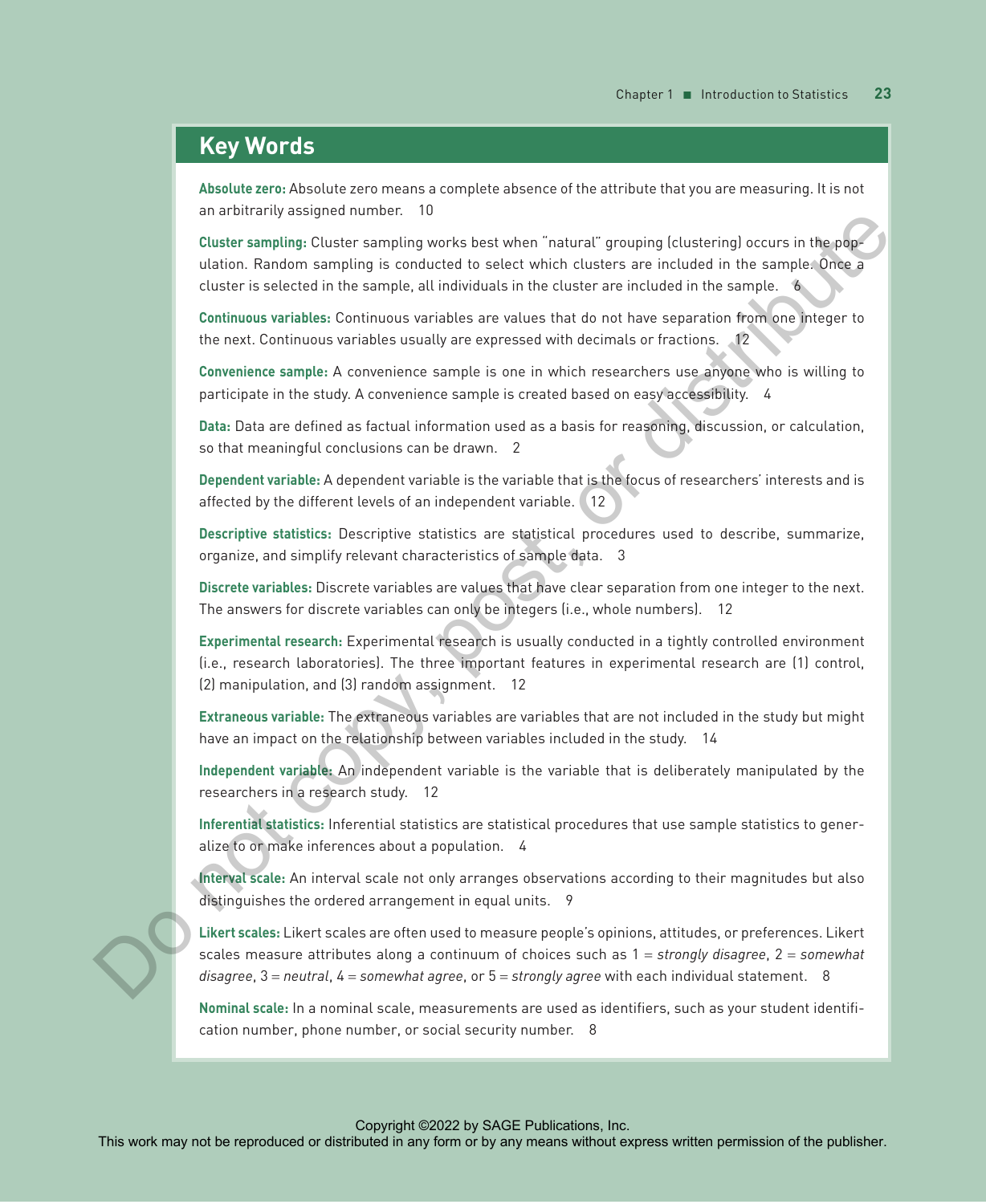## Key Words

**Absolute zero:** Absolute zero means a complete absence of the attribute that you are measuring. It is not an arbitrarily assigned number. 10

**Cluster sampling:** Cluster sampling works best when "natural" grouping (clustering) occurs in the population. Random sampling is conducted to select which clusters are included in the sample. Once a cluster is selected in the sample, all individuals in the cluster are included in the sample. 6

**Continuous variables:** Continuous variables are values that do not have separation from one integer to the next. Continuous variables usually are expressed with decimals or fractions. 12

**Convenience sample:** A convenience sample is one in which researchers use anyone who is willing to participate in the study. A convenience sample is created based on easy accessibility. 4

**Data:** Data are defined as factual information used as a basis for reasoning, discussion, or calculation, so that meaningful conclusions can be drawn. 2

**Dependent variable:** A dependent variable is the variable that is the focus of researchers' interests and is affected by the different levels of an independent variable. 12

**Descriptive statistics:** Descriptive statistics are statistical procedures used to describe, summarize, organize, and simplify relevant characteristics of sample data. 3

**Discrete variables:** Discrete variables are values that have clear separation from one integer to the next. The answers for discrete variables can only be integers (i.e., whole numbers). 12

**Experimental research:** Experimental research is usually conducted in a tightly controlled environment (i.e., research laboratories). The three important features in experimental research are (1) control, (2) manipulation, and (3) random assignment. 12

**Extraneous variable:** The extraneous variables are variables that are not included in the study but might have an impact on the relationship between variables included in the study. 14

**Independent variable:** An independent variable is the variable that is deliberately manipulated by the researchers in a research study. 12

**Inferential statistics:** Inferential statistics are statistical procedures that use sample statistics to generalize to or make inferences about a population. 4

**Interval scale:** An interval scale not only arranges observations according to their magnitudes but also distinguishes the ordered arrangement in equal units. 9

**Likert scales:** Likert scales are often used to measure people's opinions, attitudes, or preferences. Likert scales measure attributes along a continuum of choices such as 1 = *strongly disagree*, 2 = *somewhat disagree*, 3 = *neutral*, 4 = *somewhat agree*, or 5 = *strongly agree* with each individual statement. 8

**Nominal scale:** In a nominal scale, measurements are used as identifiers, such as your student identification number, phone number, or social security number. 8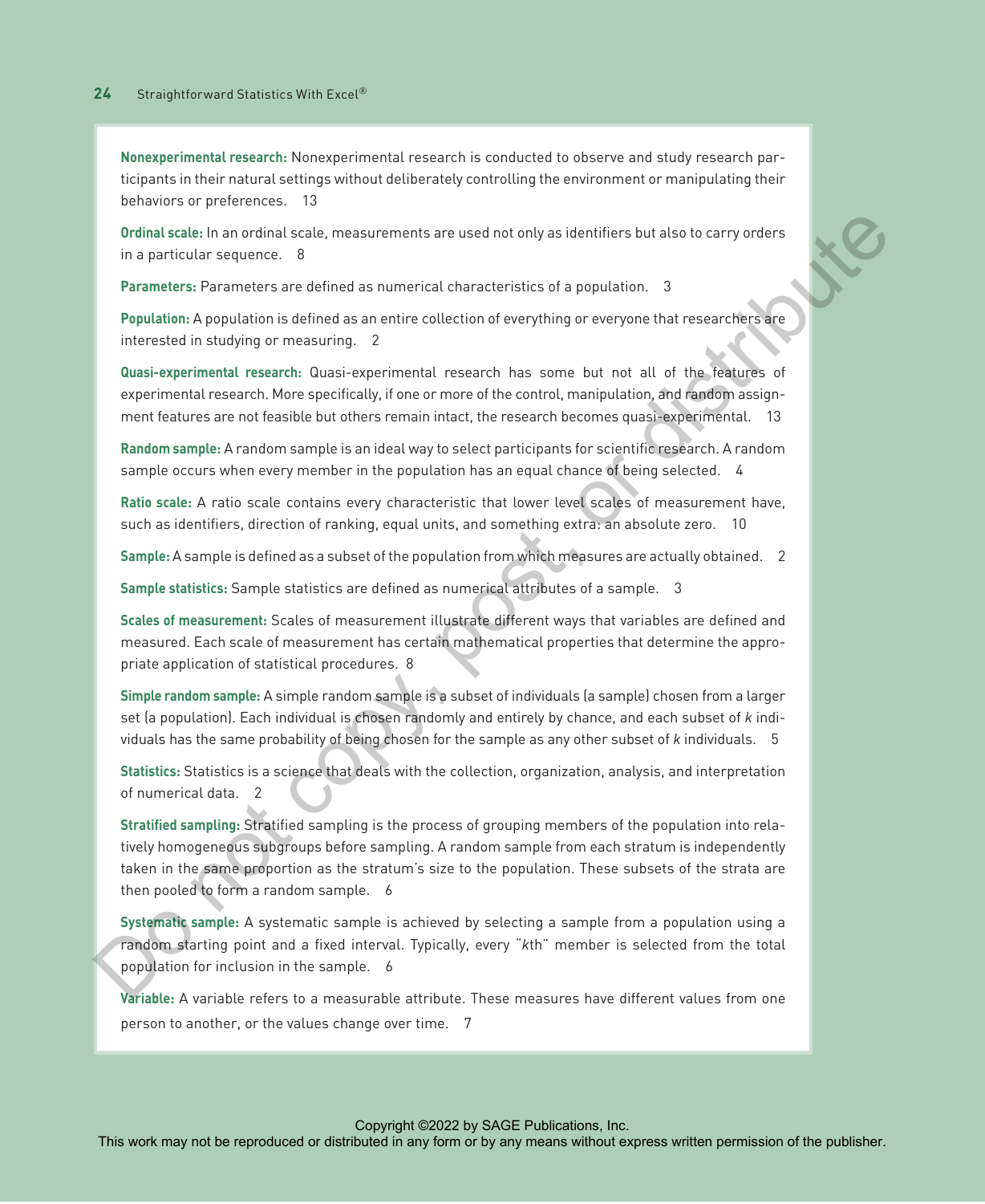**Nonexperimental research:** Nonexperimental research is conducted to observe and study research participants in their natural settings without deliberately controlling the environment or manipulating their behaviors or preferences. 13

**Ordinal scale:** In an ordinal scale, measurements are used not only as identifiers but also to carry orders in a particular sequence. 8

**Parameters:** Parameters are defined as numerical characteristics of a population. 3

**Population:** A population is defined as an entire collection of everything or everyone that researchers are interested in studying or measuring. 2

**Quasi-experimental research:** Quasi-experimental research has some but not all of the features of experimental research. More specifically, if one or more of the control, manipulation, and random assignment features are not feasible but others remain intact, the research becomes quasi-experimental. 13

**Random sample:** A random sample is an ideal way to select participants for scientific research. A random sample occurs when every member in the population has an equal chance of being selected. 4

**Ratio scale:** A ratio scale contains every characteristic that lower level scales of measurement have, such as identifiers, direction of ranking, equal units, and something extra: an absolute zero. 10

**Sample:** A sample is defined as a subset of the population from which measures are actually obtained. 2

**Sample statistics:** Sample statistics are defined as numerical attributes of a sample. 3

**Scales of measurement:** Scales of measurement illustrate different ways that variables are defined and measured. Each scale of measurement has certain mathematical properties that determine the appropriate application of statistical procedures. 8

**Simple random sample:** A simple random sample is a subset of individuals (a sample) chosen from a larger set (a population). Each individual is chosen randomly and entirely by chance, and each subset of *k* individuals has the same probability of being chosen for the sample as any other subset of *k* individuals. 5

**Statistics:** Statistics is a science that deals with the collection, organization, analysis, and interpretation of numerical data. 2

**Stratified sampling:** Stratified sampling is the process of grouping members of the population into relatively homogeneous subgroups before sampling. A random sample from each stratum is independently taken in the same proportion as the stratum's size to the population. These subsets of the strata are then pooled to form a random sample. 6

**Systematic sample:** A systematic sample is achieved by selecting a sample from a population using a random starting point and a fixed interval. Typically, every "*k*th" member is selected from the total population for inclusion in the sample. 6

**Variable:** A variable refers to a measurable attribute. These measures have different values from one person to another, or the values change over time. 7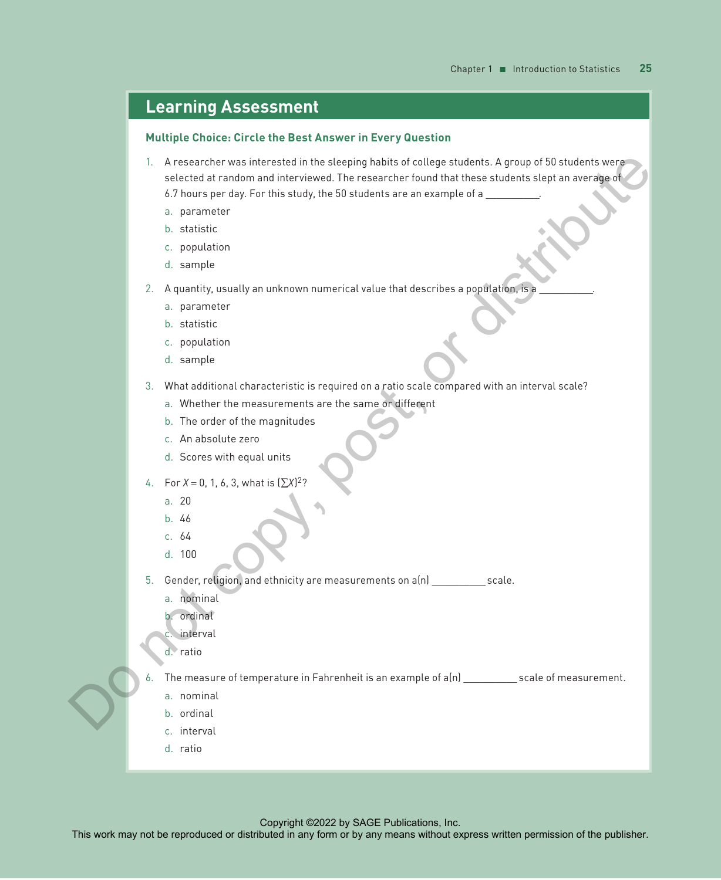## Learning Assessment

### Multiple Choice: Circle the Best Answer in Every Question

1. A researcher was interested in the sleeping habits of college students. A group of 50 students were selected at random and interviewed. The researcher found that these students slept an average of 6.7 hours per day. For this study, the 50 students are an example of a __________.
   a. parameter
   b. statistic
   c. population
   d. sample

2. A quantity, usually an unknown numerical value that describes a population, is a __________.
   a. parameter
   b. statistic
   c. population
   d. sample

3. What additional characteristic is required on a ratio scale compared with an interval scale?
   a. Whether the measurements are the same or different
   b. The order of the magnitudes
   c. An absolute zero
   d. Scores with equal units

4. For $X = 0, 1, 6, 3$, what is $(\sum X)^2$?
   a. 20
   b. 46
   c. 64
   d. 100

5. Gender, religion, and ethnicity are measurements on a(n) __________ scale.
   a. nominal
   b. ordinal
   c. interval
   d. ratio

6. The measure of temperature in Fahrenheit is an example of a(n) __________ scale of measurement.
   a. nominal
   b. ordinal
   c. interval
   d. ratio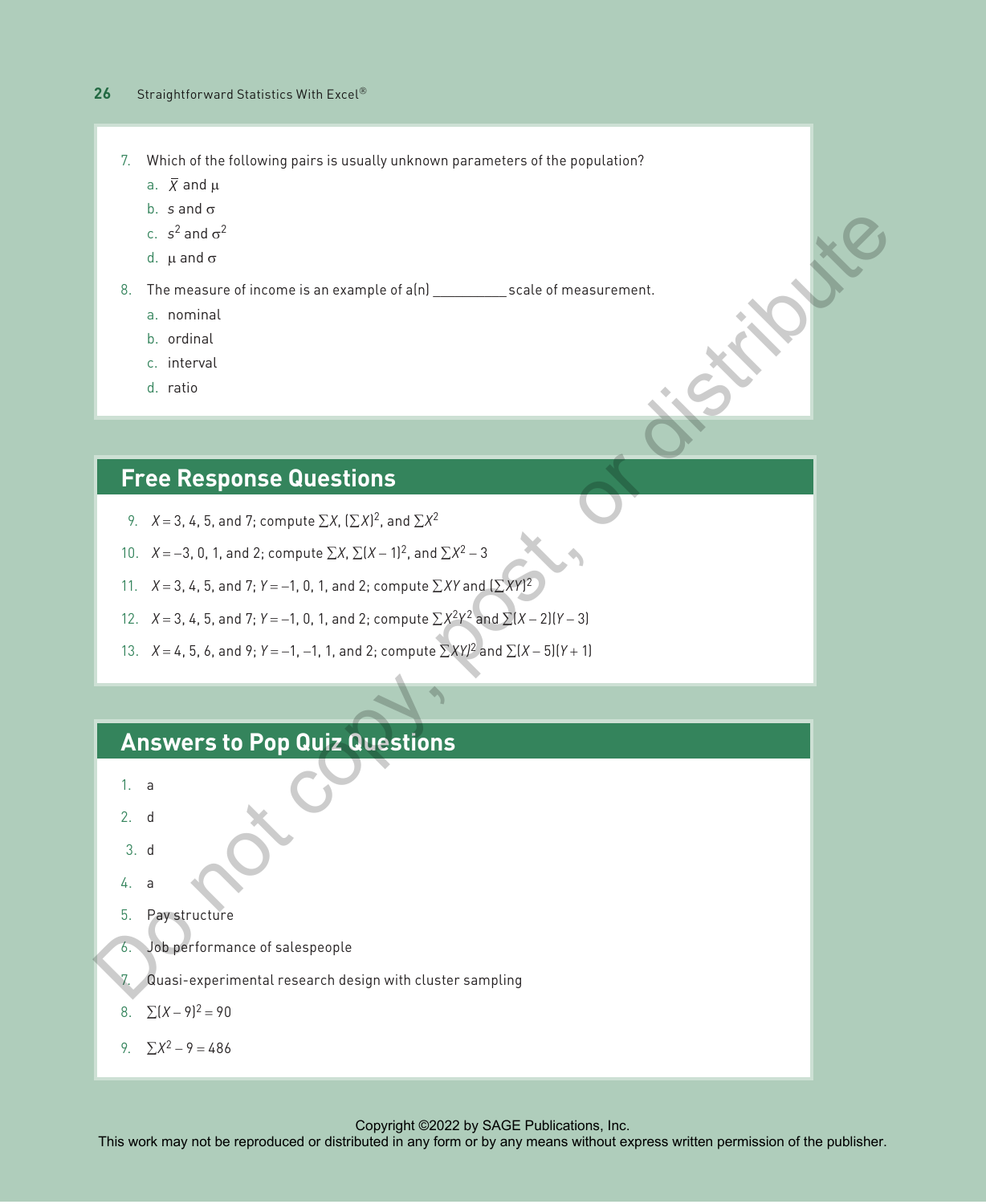7. Which of the following pairs is usually unknown parameters of the population?
   a. $\bar{X}$ and $\mu$
   b. $s$ and $\sigma$
   c. $s^2$ and $\sigma^2$
   d. $\mu$ and $\sigma$

8. The measure of income is an example of a(n) __________ scale of measurement.
   a. nominal
   b. ordinal
   c. interval
   d. ratio

## Free Response Questions

9. $X = 3, 4, 5,$ and $7$; compute $\sum X$, $(\sum X)^2$, and $\sum X^2$
10. $X = -3, 0, 1,$ and $2$; compute $\sum X$, $\sum (X-1)^2$, and $\sum X^2 - 3$
11. $X = 3, 4, 5,$ and $7$; $Y = -1, 0, 1,$ and $2$; compute $\sum XY$ and $(\sum XY)^2$
12. $X = 3, 4, 5,$ and $7$; $Y = -1, 0, 1,$ and $2$; compute $\sum X^2Y^2$ and $\sum (X-2)(Y-3)$
13. $X = 4, 5, 6,$ and $9$; $Y = -1, -1, 1,$ and $2$; compute $\sum XY)^2$ and $\sum (X-5)(Y+1)$

## Answers to Pop Quiz Questions

1. a
2. d
3. d
4. a
5. Pay structure
6. Job performance of salespeople
7. Quasi-experimental research design with cluster sampling
8. $\sum (X-9)^2 = 90$
9. $\sum X^2 - 9 = 486$

Copyright ©2022 by SAGE Publications, Inc.
This work may not be reproduced or distributed in any form or by any means without express written permission of the publisher.